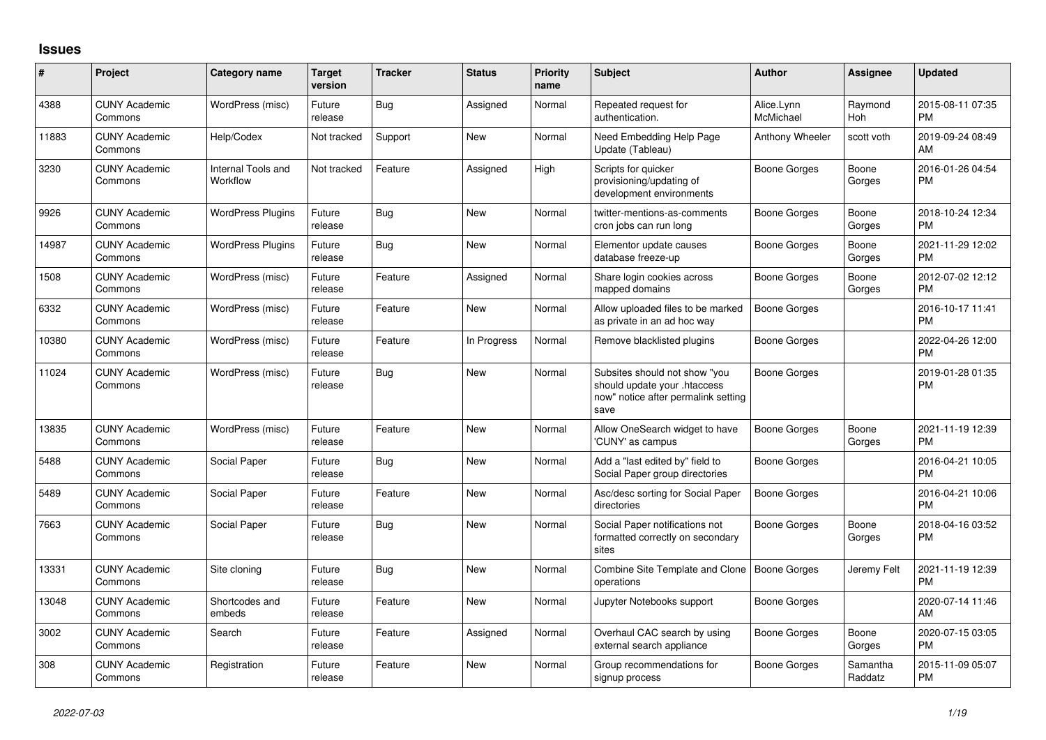## Issues

| # | Project | Category name | Target version | Tracker | Status | Priority name | Subject | Author | Assignee | Updated |
|---|---|---|---|---|---|---|---|---|---|---|
| 4388 | CUNY Academic Commons | WordPress (misc) | Future release | Bug | Assigned | Normal | Repeated request for authentication. | Alice.Lynn McMichael | Raymond Hoh | 2015-08-11 07:35 PM |
| 11883 | CUNY Academic Commons | Help/Codex | Not tracked | Support | New | Normal | Need Embedding Help Page Update (Tableau) | Anthony Wheeler | scott voth | 2019-09-24 08:49 AM |
| 3230 | CUNY Academic Commons | Internal Tools and Workflow | Not tracked | Feature | Assigned | High | Scripts for quicker provisioning/updating of development environments | Boone Gorges | Boone Gorges | 2016-01-26 04:54 PM |
| 9926 | CUNY Academic Commons | WordPress Plugins | Future release | Bug | New | Normal | twitter-mentions-as-comments cron jobs can run long | Boone Gorges | Boone Gorges | 2018-10-24 12:34 PM |
| 14987 | CUNY Academic Commons | WordPress Plugins | Future release | Bug | New | Normal | Elementor update causes database freeze-up | Boone Gorges | Boone Gorges | 2021-11-29 12:02 PM |
| 1508 | CUNY Academic Commons | WordPress (misc) | Future release | Feature | Assigned | Normal | Share login cookies across mapped domains | Boone Gorges | Boone Gorges | 2012-07-02 12:12 PM |
| 6332 | CUNY Academic Commons | WordPress (misc) | Future release | Feature | New | Normal | Allow uploaded files to be marked as private in an ad hoc way | Boone Gorges | | 2016-10-17 11:41 PM |
| 10380 | CUNY Academic Commons | WordPress (misc) | Future release | Feature | In Progress | Normal | Remove blacklisted plugins | Boone Gorges | | 2022-04-26 12:00 PM |
| 11024 | CUNY Academic Commons | WordPress (misc) | Future release | Bug | New | Normal | Subsites should not show "you should update your .htaccess now" notice after permalink setting save | Boone Gorges | | 2019-01-28 01:35 PM |
| 13835 | CUNY Academic Commons | WordPress (misc) | Future release | Feature | New | Normal | Allow OneSearch widget to have 'CUNY' as campus | Boone Gorges | Boone Gorges | 2021-11-19 12:39 PM |
| 5488 | CUNY Academic Commons | Social Paper | Future release | Bug | New | Normal | Add a "last edited by" field to Social Paper group directories | Boone Gorges | | 2016-04-21 10:05 PM |
| 5489 | CUNY Academic Commons | Social Paper | Future release | Feature | New | Normal | Asc/desc sorting for Social Paper directories | Boone Gorges | | 2016-04-21 10:06 PM |
| 7663 | CUNY Academic Commons | Social Paper | Future release | Bug | New | Normal | Social Paper notifications not formatted correctly on secondary sites | Boone Gorges | Boone Gorges | 2018-04-16 03:52 PM |
| 13331 | CUNY Academic Commons | Site cloning | Future release | Bug | New | Normal | Combine Site Template and Clone operations | Boone Gorges | Jeremy Felt | 2021-11-19 12:39 PM |
| 13048 | CUNY Academic Commons | Shortcodes and embeds | Future release | Feature | New | Normal | Jupyter Notebooks support | Boone Gorges | | 2020-07-14 11:46 AM |
| 3002 | CUNY Academic Commons | Search | Future release | Feature | Assigned | Normal | Overhaul CAC search by using external search appliance | Boone Gorges | Boone Gorges | 2020-07-15 03:05 PM |
| 308 | CUNY Academic Commons | Registration | Future release | Feature | New | Normal | Group recommendations for signup process | Boone Gorges | Samantha Raddatz | 2015-11-09 05:07 PM |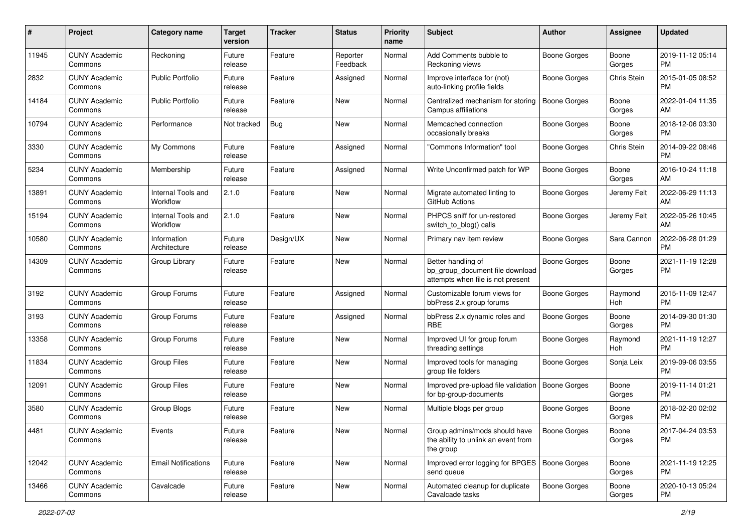| # | Project | Category name | Target version | Tracker | Status | Priority name | Subject | Author | Assignee | Updated |
|---|---|---|---|---|---|---|---|---|---|---|
| 11945 | CUNY Academic Commons | Reckoning | Future release | Feature | Reporter Feedback | Normal | Add Comments bubble to Reckoning views | Boone Gorges | Boone Gorges | 2019-11-12 05:14 PM |
| 2832 | CUNY Academic Commons | Public Portfolio | Future release | Feature | Assigned | Normal | Improve interface for (not) auto-linking profile fields | Boone Gorges | Chris Stein | 2015-01-05 08:52 PM |
| 14184 | CUNY Academic Commons | Public Portfolio | Future release | Feature | New | Normal | Centralized mechanism for storing Campus affiliations | Boone Gorges | Boone Gorges | 2022-01-04 11:35 AM |
| 10794 | CUNY Academic Commons | Performance | Not tracked | Bug | New | Normal | Memcached connection occasionally breaks | Boone Gorges | Boone Gorges | 2018-12-06 03:30 PM |
| 3330 | CUNY Academic Commons | My Commons | Future release | Feature | Assigned | Normal | "Commons Information" tool | Boone Gorges | Chris Stein | 2014-09-22 08:46 PM |
| 5234 | CUNY Academic Commons | Membership | Future release | Feature | Assigned | Normal | Write Unconfirmed patch for WP | Boone Gorges | Boone Gorges | 2016-10-24 11:18 AM |
| 13891 | CUNY Academic Commons | Internal Tools and Workflow | 2.1.0 | Feature | New | Normal | Migrate automated linting to GitHub Actions | Boone Gorges | Jeremy Felt | 2022-06-29 11:13 AM |
| 15194 | CUNY Academic Commons | Internal Tools and Workflow | 2.1.0 | Feature | New | Normal | PHPCS sniff for un-restored switch_to_blog() calls | Boone Gorges | Jeremy Felt | 2022-05-26 10:45 AM |
| 10580 | CUNY Academic Commons | Information Architecture | Future release | Design/UX | New | Normal | Primary nav item review | Boone Gorges | Sara Cannon | 2022-06-28 01:29 PM |
| 14309 | CUNY Academic Commons | Group Library | Future release | Feature | New | Normal | Better handling of bp_group_document file download attempts when file is not present | Boone Gorges | Boone Gorges | 2021-11-19 12:28 PM |
| 3192 | CUNY Academic Commons | Group Forums | Future release | Feature | Assigned | Normal | Customizable forum views for bbPress 2.x group forums | Boone Gorges | Raymond Hoh | 2015-11-09 12:47 PM |
| 3193 | CUNY Academic Commons | Group Forums | Future release | Feature | Assigned | Normal | bbPress 2.x dynamic roles and RBE | Boone Gorges | Boone Gorges | 2014-09-30 01:30 PM |
| 13358 | CUNY Academic Commons | Group Forums | Future release | Feature | New | Normal | Improved UI for group forum threading settings | Boone Gorges | Raymond Hoh | 2021-11-19 12:27 PM |
| 11834 | CUNY Academic Commons | Group Files | Future release | Feature | New | Normal | Improved tools for managing group file folders | Boone Gorges | Sonja Leix | 2019-09-06 03:55 PM |
| 12091 | CUNY Academic Commons | Group Files | Future release | Feature | New | Normal | Improved pre-upload file validation for bp-group-documents | Boone Gorges | Boone Gorges | 2019-11-14 01:21 PM |
| 3580 | CUNY Academic Commons | Group Blogs | Future release | Feature | New | Normal | Multiple blogs per group | Boone Gorges | Boone Gorges | 2018-02-20 02:02 PM |
| 4481 | CUNY Academic Commons | Events | Future release | Feature | New | Normal | Group admins/mods should have the ability to unlink an event from the group | Boone Gorges | Boone Gorges | 2017-04-24 03:53 PM |
| 12042 | CUNY Academic Commons | Email Notifications | Future release | Feature | New | Normal | Improved error logging for BPGES send queue | Boone Gorges | Boone Gorges | 2021-11-19 12:25 PM |
| 13466 | CUNY Academic Commons | Cavalcade | Future release | Feature | New | Normal | Automated cleanup for duplicate Cavalcade tasks | Boone Gorges | Boone Gorges | 2020-10-13 05:24 PM |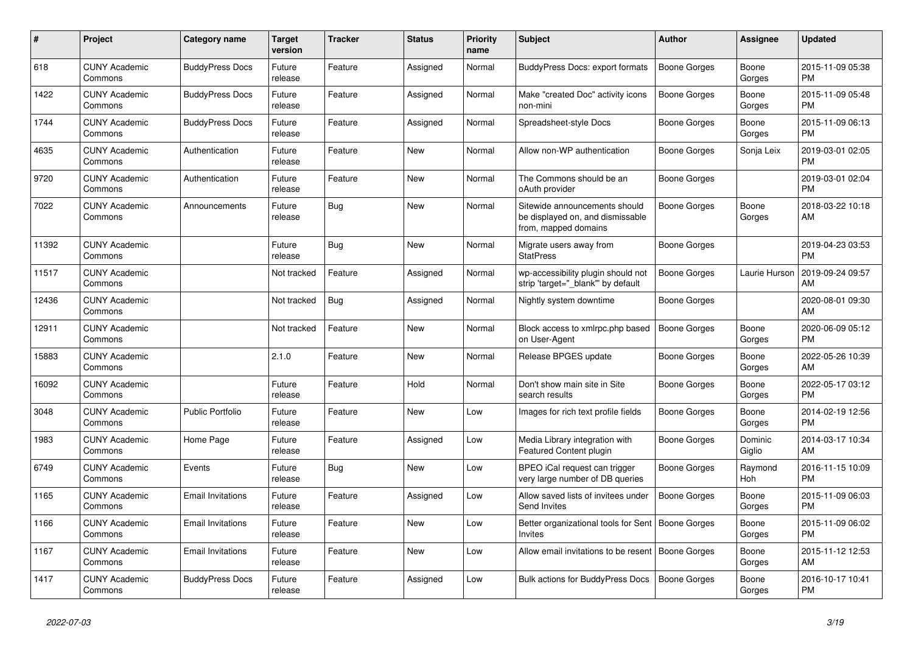| # | Project | Category name | Target version | Tracker | Status | Priority name | Subject | Author | Assignee | Updated |
|---|---|---|---|---|---|---|---|---|---|---|
| 618 | CUNY Academic Commons | BuddyPress Docs | Future release | Feature | Assigned | Normal | BuddyPress Docs: export formats | Boone Gorges | Boone Gorges | 2015-11-09 05:38 PM |
| 1422 | CUNY Academic Commons | BuddyPress Docs | Future release | Feature | Assigned | Normal | Make "created Doc" activity icons non-mini | Boone Gorges | Boone Gorges | 2015-11-09 05:48 PM |
| 1744 | CUNY Academic Commons | BuddyPress Docs | Future release | Feature | Assigned | Normal | Spreadsheet-style Docs | Boone Gorges | Boone Gorges | 2015-11-09 06:13 PM |
| 4635 | CUNY Academic Commons | Authentication | Future release | Feature | New | Normal | Allow non-WP authentication | Boone Gorges | Sonja Leix | 2019-03-01 02:05 PM |
| 9720 | CUNY Academic Commons | Authentication | Future release | Feature | New | Normal | The Commons should be an oAuth provider | Boone Gorges | | 2019-03-01 02:04 PM |
| 7022 | CUNY Academic Commons | Announcements | Future release | Bug | New | Normal | Sitewide announcements should be displayed on, and dismissable from, mapped domains | Boone Gorges | Boone Gorges | 2018-03-22 10:18 AM |
| 11392 | CUNY Academic Commons | | Future release | Bug | New | Normal | Migrate users away from StatPress | Boone Gorges | | 2019-04-23 03:53 PM |
| 11517 | CUNY Academic Commons | | Not tracked | Feature | Assigned | Normal | wp-accessibility plugin should not strip 'target="_blank"' by default | Boone Gorges | Laurie Hurson | 2019-09-24 09:57 AM |
| 12436 | CUNY Academic Commons | | Not tracked | Bug | Assigned | Normal | Nightly system downtime | Boone Gorges | | 2020-08-01 09:30 AM |
| 12911 | CUNY Academic Commons | | Not tracked | Feature | New | Normal | Block access to xmlrpc.php based on User-Agent | Boone Gorges | Boone Gorges | 2020-06-09 05:12 PM |
| 15883 | CUNY Academic Commons | | 2.1.0 | Feature | New | Normal | Release BPGES update | Boone Gorges | Boone Gorges | 2022-05-26 10:39 AM |
| 16092 | CUNY Academic Commons | | Future release | Feature | Hold | Normal | Don't show main site in Site search results | Boone Gorges | Boone Gorges | 2022-05-17 03:12 PM |
| 3048 | CUNY Academic Commons | Public Portfolio | Future release | Feature | New | Low | Images for rich text profile fields | Boone Gorges | Boone Gorges | 2014-02-19 12:56 PM |
| 1983 | CUNY Academic Commons | Home Page | Future release | Feature | Assigned | Low | Media Library integration with Featured Content plugin | Boone Gorges | Dominic Giglio | 2014-03-17 10:34 AM |
| 6749 | CUNY Academic Commons | Events | Future release | Bug | New | Low | BPEO iCal request can trigger very large number of DB queries | Boone Gorges | Raymond Hoh | 2016-11-15 10:09 PM |
| 1165 | CUNY Academic Commons | Email Invitations | Future release | Feature | Assigned | Low | Allow saved lists of invitees under Send Invites | Boone Gorges | Boone Gorges | 2015-11-09 06:03 PM |
| 1166 | CUNY Academic Commons | Email Invitations | Future release | Feature | New | Low | Better organizational tools for Sent Invites | Boone Gorges | Boone Gorges | 2015-11-09 06:02 PM |
| 1167 | CUNY Academic Commons | Email Invitations | Future release | Feature | New | Low | Allow email invitations to be resent | Boone Gorges | Boone Gorges | 2015-11-12 12:53 AM |
| 1417 | CUNY Academic Commons | BuddyPress Docs | Future release | Feature | Assigned | Low | Bulk actions for BuddyPress Docs | Boone Gorges | Boone Gorges | 2016-10-17 10:41 PM |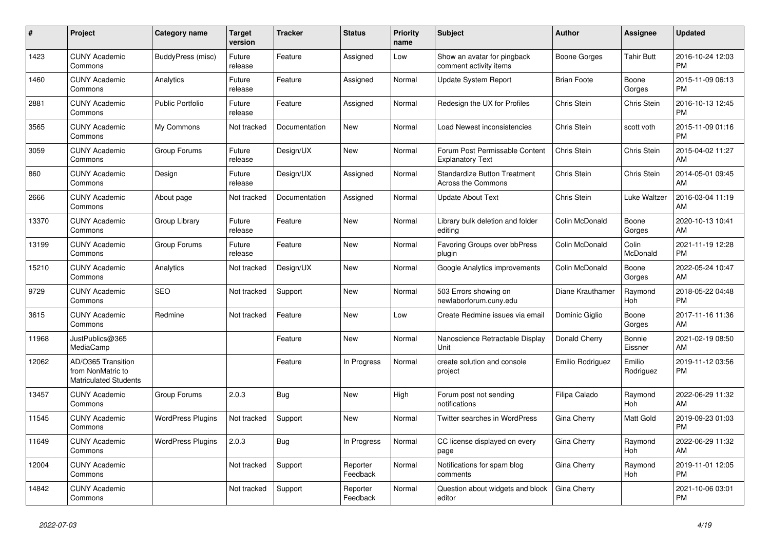| # | Project | Category name | Target version | Tracker | Status | Priority name | Subject | Author | Assignee | Updated |
|---|---|---|---|---|---|---|---|---|---|---|
| 1423 | CUNY Academic Commons | BuddyPress (misc) | Future release | Feature | Assigned | Low | Show an avatar for pingback comment activity items | Boone Gorges | Tahir Butt | 2016-10-24 12:03 PM |
| 1460 | CUNY Academic Commons | Analytics | Future release | Feature | Assigned | Normal | Update System Report | Brian Foote | Boone Gorges | 2015-11-09 06:13 PM |
| 2881 | CUNY Academic Commons | Public Portfolio | Future release | Feature | Assigned | Normal | Redesign the UX for Profiles | Chris Stein | Chris Stein | 2016-10-13 12:45 PM |
| 3565 | CUNY Academic Commons | My Commons | Not tracked | Documentation | New | Normal | Load Newest inconsistencies | Chris Stein | scott voth | 2015-11-09 01:16 PM |
| 3059 | CUNY Academic Commons | Group Forums | Future release | Design/UX | New | Normal | Forum Post Permissable Content Explanatory Text | Chris Stein | Chris Stein | 2015-04-02 11:27 AM |
| 860 | CUNY Academic Commons | Design | Future release | Design/UX | Assigned | Normal | Standardize Button Treatment Across the Commons | Chris Stein | Chris Stein | 2014-05-01 09:45 AM |
| 2666 | CUNY Academic Commons | About page | Not tracked | Documentation | Assigned | Normal | Update About Text | Chris Stein | Luke Waltzer | 2016-03-04 11:19 AM |
| 13370 | CUNY Academic Commons | Group Library | Future release | Feature | New | Normal | Library bulk deletion and folder editing | Colin McDonald | Boone Gorges | 2020-10-13 10:41 AM |
| 13199 | CUNY Academic Commons | Group Forums | Future release | Feature | New | Normal | Favoring Groups over bbPress plugin | Colin McDonald | Colin McDonald | 2021-11-19 12:28 PM |
| 15210 | CUNY Academic Commons | Analytics | Not tracked | Design/UX | New | Normal | Google Analytics improvements | Colin McDonald | Boone Gorges | 2022-05-24 10:47 AM |
| 9729 | CUNY Academic Commons | SEO | Not tracked | Support | New | Normal | 503 Errors showing on newlaborforum.cuny.edu | Diane Krauthamer | Raymond Hoh | 2018-05-22 04:48 PM |
| 3615 | CUNY Academic Commons | Redmine | Not tracked | Feature | New | Low | Create Redmine issues via email | Dominic Giglio | Boone Gorges | 2017-11-16 11:36 AM |
| 11968 | JustPublics@365 MediaCamp | | | Feature | New | Normal | Nanoscience Retractable Display Unit | Donald Cherry | Bonnie Eissner | 2021-02-19 08:50 AM |
| 12062 | AD/O365 Transition from NonMatric to Matriculated Students | | | Feature | In Progress | Normal | create solution and console project | Emilio Rodriguez | Emilio Rodriguez | 2019-11-12 03:56 PM |
| 13457 | CUNY Academic Commons | Group Forums | 2.0.3 | Bug | New | High | Forum post not sending notifications | Filipa Calado | Raymond Hoh | 2022-06-29 11:32 AM |
| 11545 | CUNY Academic Commons | WordPress Plugins | Not tracked | Support | New | Normal | Twitter searches in WordPress | Gina Cherry | Matt Gold | 2019-09-23 01:03 PM |
| 11649 | CUNY Academic Commons | WordPress Plugins | 2.0.3 | Bug | In Progress | Normal | CC license displayed on every page | Gina Cherry | Raymond Hoh | 2022-06-29 11:32 AM |
| 12004 | CUNY Academic Commons | | Not tracked | Support | Reporter Feedback | Normal | Notifications for spam blog comments | Gina Cherry | Raymond Hoh | 2019-11-01 12:05 PM |
| 14842 | CUNY Academic Commons | | Not tracked | Support | Reporter Feedback | Normal | Question about widgets and block editor | Gina Cherry | | 2021-10-06 03:01 PM |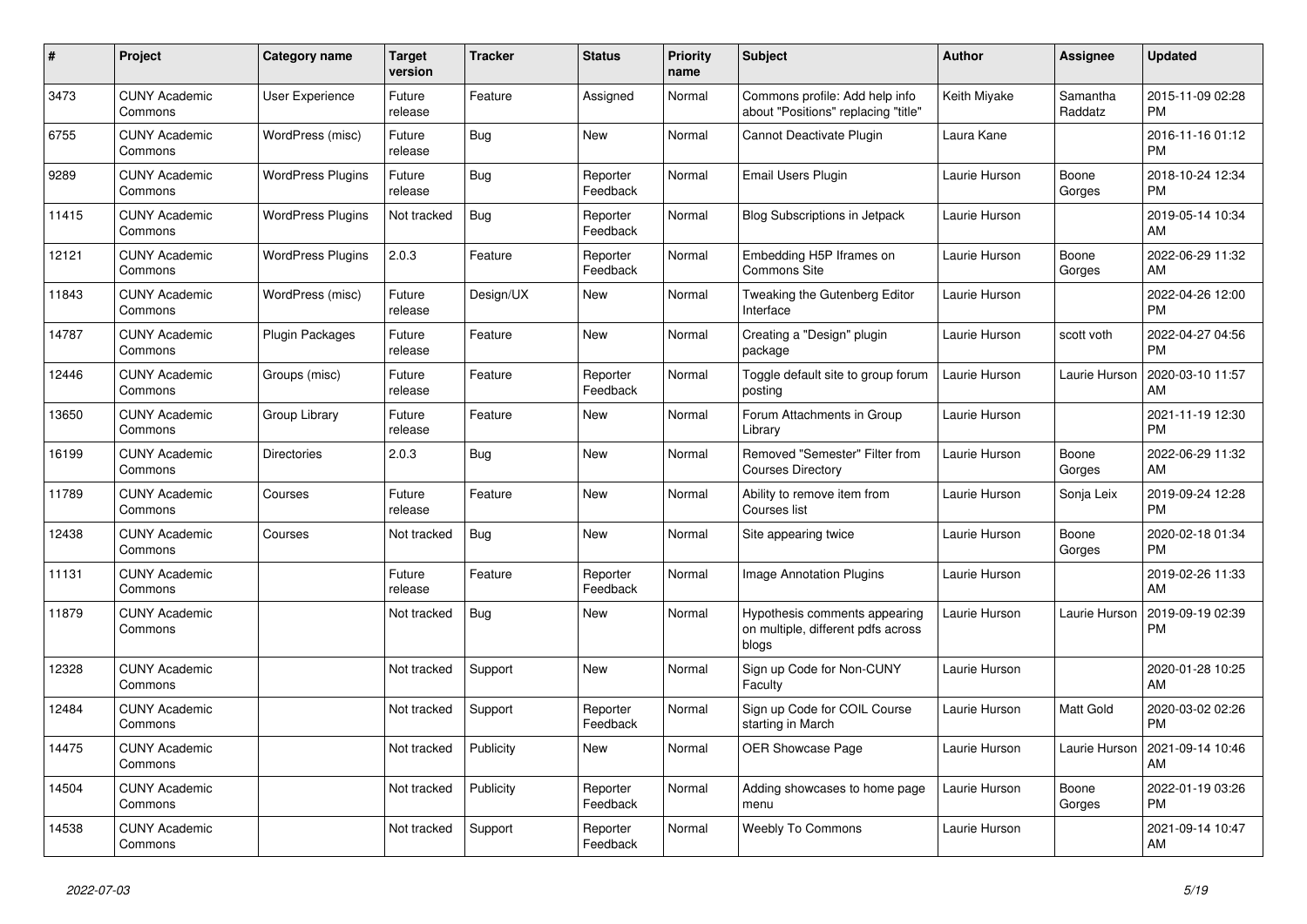| # | Project | Category name | Target version | Tracker | Status | Priority name | Subject | Author | Assignee | Updated |
|---|---|---|---|---|---|---|---|---|---|---|
| 3473 | CUNY Academic Commons | User Experience | Future release | Feature | Assigned | Normal | Commons profile: Add help info about "Positions" replacing "title" | Keith Miyake | Samantha Raddatz | 2015-11-09 02:28 PM |
| 6755 | CUNY Academic Commons | WordPress (misc) | Future release | Bug | New | Normal | Cannot Deactivate Plugin | Laura Kane | | 2016-11-16 01:12 PM |
| 9289 | CUNY Academic Commons | WordPress Plugins | Future release | Bug | Reporter Feedback | Normal | Email Users Plugin | Laurie Hurson | Boone Gorges | 2018-10-24 12:34 PM |
| 11415 | CUNY Academic Commons | WordPress Plugins | Not tracked | Bug | Reporter Feedback | Normal | Blog Subscriptions in Jetpack | Laurie Hurson | | 2019-05-14 10:34 AM |
| 12121 | CUNY Academic Commons | WordPress Plugins | 2.0.3 | Feature | Reporter Feedback | Normal | Embedding H5P Iframes on Commons Site | Laurie Hurson | Boone Gorges | 2022-06-29 11:32 AM |
| 11843 | CUNY Academic Commons | WordPress (misc) | Future release | Design/UX | New | Normal | Tweaking the Gutenberg Editor Interface | Laurie Hurson | | 2022-04-26 12:00 PM |
| 14787 | CUNY Academic Commons | Plugin Packages | Future release | Feature | New | Normal | Creating a "Design" plugin package | Laurie Hurson | scott voth | 2022-04-27 04:56 PM |
| 12446 | CUNY Academic Commons | Groups (misc) | Future release | Feature | Reporter Feedback | Normal | Toggle default site to group forum posting | Laurie Hurson | Laurie Hurson | 2020-03-10 11:57 AM |
| 13650 | CUNY Academic Commons | Group Library | Future release | Feature | New | Normal | Forum Attachments in Group Library | Laurie Hurson | | 2021-11-19 12:30 PM |
| 16199 | CUNY Academic Commons | Directories | 2.0.3 | Bug | New | Normal | Removed "Semester" Filter from Courses Directory | Laurie Hurson | Boone Gorges | 2022-06-29 11:32 AM |
| 11789 | CUNY Academic Commons | Courses | Future release | Feature | New | Normal | Ability to remove item from Courses list | Laurie Hurson | Sonja Leix | 2019-09-24 12:28 PM |
| 12438 | CUNY Academic Commons | Courses | Not tracked | Bug | New | Normal | Site appearing twice | Laurie Hurson | Boone Gorges | 2020-02-18 01:34 PM |
| 11131 | CUNY Academic Commons | | Future release | Feature | Reporter Feedback | Normal | Image Annotation Plugins | Laurie Hurson | | 2019-02-26 11:33 AM |
| 11879 | CUNY Academic Commons | | Not tracked | Bug | New | Normal | Hypothesis comments appearing on multiple, different pdfs across blogs | Laurie Hurson | Laurie Hurson | 2019-09-19 02:39 PM |
| 12328 | CUNY Academic Commons | | Not tracked | Support | New | Normal | Sign up Code for Non-CUNY Faculty | Laurie Hurson | | 2020-01-28 10:25 AM |
| 12484 | CUNY Academic Commons | | Not tracked | Support | Reporter Feedback | Normal | Sign up Code for COIL Course starting in March | Laurie Hurson | Matt Gold | 2020-03-02 02:26 PM |
| 14475 | CUNY Academic Commons | | Not tracked | Publicity | New | Normal | OER Showcase Page | Laurie Hurson | Laurie Hurson | 2021-09-14 10:46 AM |
| 14504 | CUNY Academic Commons | | Not tracked | Publicity | Reporter Feedback | Normal | Adding showcases to home page menu | Laurie Hurson | Boone Gorges | 2022-01-19 03:26 PM |
| 14538 | CUNY Academic Commons | | Not tracked | Support | Reporter Feedback | Normal | Weebly To Commons | Laurie Hurson | | 2021-09-14 10:47 AM |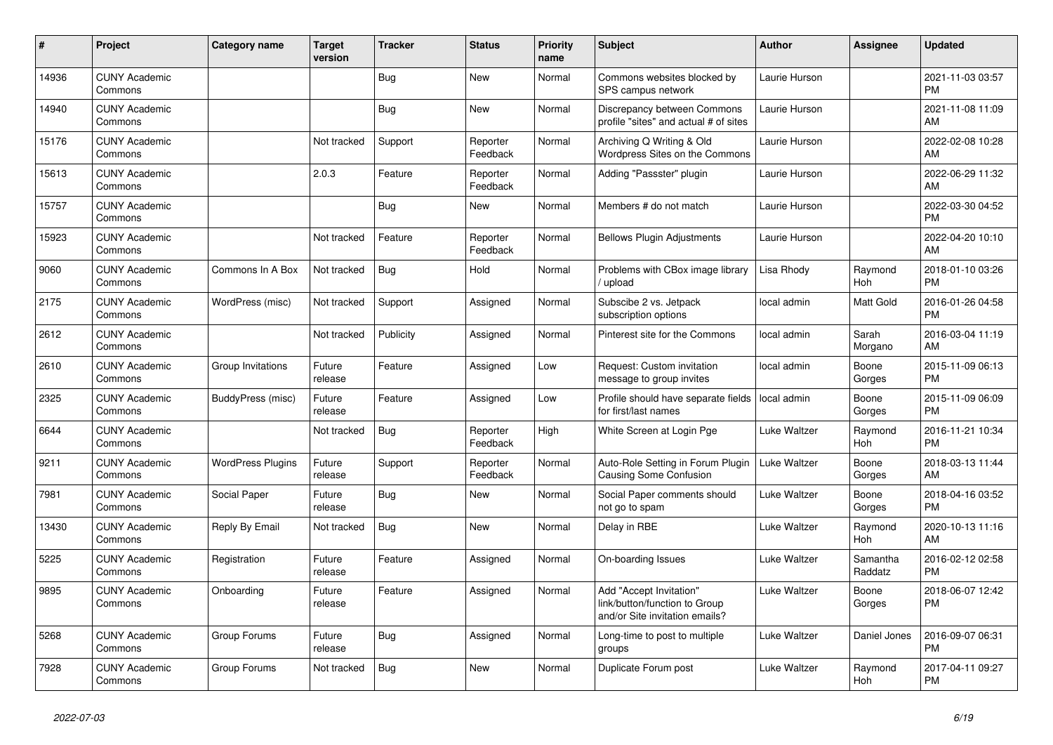| # | Project | Category name | Target version | Tracker | Status | Priority name | Subject | Author | Assignee | Updated |
|---|---|---|---|---|---|---|---|---|---|---|
| 14936 | CUNY Academic Commons | | | Bug | New | Normal | Commons websites blocked by SPS campus network | Laurie Hurson | | 2021-11-03 03:57 PM |
| 14940 | CUNY Academic Commons | | | Bug | New | Normal | Discrepancy between Commons profile "sites" and actual # of sites | Laurie Hurson | | 2021-11-08 11:09 AM |
| 15176 | CUNY Academic Commons | | Not tracked | Support | Reporter Feedback | Normal | Archiving Q Writing & Old Wordpress Sites on the Commons | Laurie Hurson | | 2022-02-08 10:28 AM |
| 15613 | CUNY Academic Commons | | 2.0.3 | Feature | Reporter Feedback | Normal | Adding "Passster" plugin | Laurie Hurson | | 2022-06-29 11:32 AM |
| 15757 | CUNY Academic Commons | | | Bug | New | Normal | Members # do not match | Laurie Hurson | | 2022-03-30 04:52 PM |
| 15923 | CUNY Academic Commons | | Not tracked | Feature | Reporter Feedback | Normal | Bellows Plugin Adjustments | Laurie Hurson | | 2022-04-20 10:10 AM |
| 9060 | CUNY Academic Commons | Commons In A Box | Not tracked | Bug | Hold | Normal | Problems with CBox image library / upload | Lisa Rhody | Raymond Hoh | 2018-01-10 03:26 PM |
| 2175 | CUNY Academic Commons | WordPress (misc) | Not tracked | Support | Assigned | Normal | Subscibe 2 vs. Jetpack subscription options | local admin | Matt Gold | 2016-01-26 04:58 PM |
| 2612 | CUNY Academic Commons | | Not tracked | Publicity | Assigned | Normal | Pinterest site for the Commons | local admin | Sarah Morgano | 2016-03-04 11:19 AM |
| 2610 | CUNY Academic Commons | Group Invitations | Future release | Feature | Assigned | Low | Request: Custom invitation message to group invites | local admin | Boone Gorges | 2015-11-09 06:13 PM |
| 2325 | CUNY Academic Commons | BuddyPress (misc) | Future release | Feature | Assigned | Low | Profile should have separate fields for first/last names | local admin | Boone Gorges | 2015-11-09 06:09 PM |
| 6644 | CUNY Academic Commons | | Not tracked | Bug | Reporter Feedback | High | White Screen at Login Pge | Luke Waltzer | Raymond Hoh | 2016-11-21 10:34 PM |
| 9211 | CUNY Academic Commons | WordPress Plugins | Future release | Support | Reporter Feedback | Normal | Auto-Role Setting in Forum Plugin Causing Some Confusion | Luke Waltzer | Boone Gorges | 2018-03-13 11:44 AM |
| 7981 | CUNY Academic Commons | Social Paper | Future release | Bug | New | Normal | Social Paper comments should not go to spam | Luke Waltzer | Boone Gorges | 2018-04-16 03:52 PM |
| 13430 | CUNY Academic Commons | Reply By Email | Not tracked | Bug | New | Normal | Delay in RBE | Luke Waltzer | Raymond Hoh | 2020-10-13 11:16 AM |
| 5225 | CUNY Academic Commons | Registration | Future release | Feature | Assigned | Normal | On-boarding Issues | Luke Waltzer | Samantha Raddatz | 2016-02-12 02:58 PM |
| 9895 | CUNY Academic Commons | Onboarding | Future release | Feature | Assigned | Normal | Add "Accept Invitation" link/button/function to Group and/or Site invitation emails? | Luke Waltzer | Boone Gorges | 2018-06-07 12:42 PM |
| 5268 | CUNY Academic Commons | Group Forums | Future release | Bug | Assigned | Normal | Long-time to post to multiple groups | Luke Waltzer | Daniel Jones | 2016-09-07 06:31 PM |
| 7928 | CUNY Academic Commons | Group Forums | Not tracked | Bug | New | Normal | Duplicate Forum post | Luke Waltzer | Raymond Hoh | 2017-04-11 09:27 PM |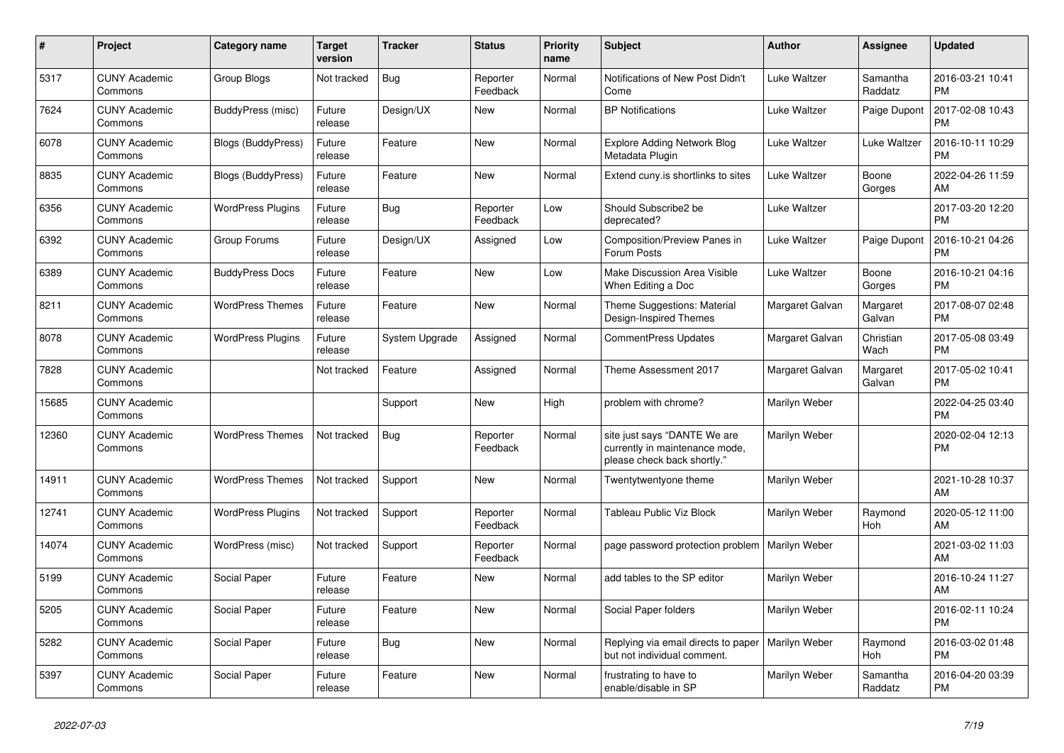| # | Project | Category name | Target version | Tracker | Status | Priority name | Subject | Author | Assignee | Updated |
|---|---|---|---|---|---|---|---|---|---|---|
| 5317 | CUNY Academic Commons | Group Blogs | Not tracked | Bug | Reporter Feedback | Normal | Notifications of New Post Didn't Come | Luke Waltzer | Samantha Raddatz | 2016-03-21 10:41 PM |
| 7624 | CUNY Academic Commons | BuddyPress (misc) | Future release | Design/UX | New | Normal | BP Notifications | Luke Waltzer | Paige Dupont | 2017-02-08 10:43 PM |
| 6078 | CUNY Academic Commons | Blogs (BuddyPress) | Future release | Feature | New | Normal | Explore Adding Network Blog Metadata Plugin | Luke Waltzer | Luke Waltzer | 2016-10-11 10:29 PM |
| 8835 | CUNY Academic Commons | Blogs (BuddyPress) | Future release | Feature | New | Normal | Extend cuny.is shortlinks to sites | Luke Waltzer | Boone Gorges | 2022-04-26 11:59 AM |
| 6356 | CUNY Academic Commons | WordPress Plugins | Future release | Bug | Reporter Feedback | Low | Should Subscribe2 be deprecated? | Luke Waltzer | | 2017-03-20 12:20 PM |
| 6392 | CUNY Academic Commons | Group Forums | Future release | Design/UX | Assigned | Low | Composition/Preview Panes in Forum Posts | Luke Waltzer | Paige Dupont | 2016-10-21 04:26 PM |
| 6389 | CUNY Academic Commons | BuddyPress Docs | Future release | Feature | New | Low | Make Discussion Area Visible When Editing a Doc | Luke Waltzer | Boone Gorges | 2016-10-21 04:16 PM |
| 8211 | CUNY Academic Commons | WordPress Themes | Future release | Feature | New | Normal | Theme Suggestions: Material Design-Inspired Themes | Margaret Galvan | Margaret Galvan | 2017-08-07 02:48 PM |
| 8078 | CUNY Academic Commons | WordPress Plugins | Future release | System Upgrade | Assigned | Normal | CommentPress Updates | Margaret Galvan | Christian Wach | 2017-05-08 03:49 PM |
| 7828 | CUNY Academic Commons | | Not tracked | Feature | Assigned | Normal | Theme Assessment 2017 | Margaret Galvan | Margaret Galvan | 2017-05-02 10:41 PM |
| 15685 | CUNY Academic Commons | | | Support | New | High | problem with chrome? | Marilyn Weber | | 2022-04-25 03:40 PM |
| 12360 | CUNY Academic Commons | WordPress Themes | Not tracked | Bug | Reporter Feedback | Normal | site just says "DANTE We are currently in maintenance mode, please check back shortly." | Marilyn Weber | | 2020-02-04 12:13 PM |
| 14911 | CUNY Academic Commons | WordPress Themes | Not tracked | Support | New | Normal | Twentytwentyone theme | Marilyn Weber | | 2021-10-28 10:37 AM |
| 12741 | CUNY Academic Commons | WordPress Plugins | Not tracked | Support | Reporter Feedback | Normal | Tableau Public Viz Block | Marilyn Weber | Raymond Hoh | 2020-05-12 11:00 AM |
| 14074 | CUNY Academic Commons | WordPress (misc) | Not tracked | Support | Reporter Feedback | Normal | page password protection problem | Marilyn Weber | | 2021-03-02 11:03 AM |
| 5199 | CUNY Academic Commons | Social Paper | Future release | Feature | New | Normal | add tables to the SP editor | Marilyn Weber | | 2016-10-24 11:27 AM |
| 5205 | CUNY Academic Commons | Social Paper | Future release | Feature | New | Normal | Social Paper folders | Marilyn Weber | | 2016-02-11 10:24 PM |
| 5282 | CUNY Academic Commons | Social Paper | Future release | Bug | New | Normal | Replying via email directs to paper but not individual comment. | Marilyn Weber | Raymond Hoh | 2016-03-02 01:48 PM |
| 5397 | CUNY Academic Commons | Social Paper | Future release | Feature | New | Normal | frustrating to have to enable/disable in SP | Marilyn Weber | Samantha Raddatz | 2016-04-20 03:39 PM |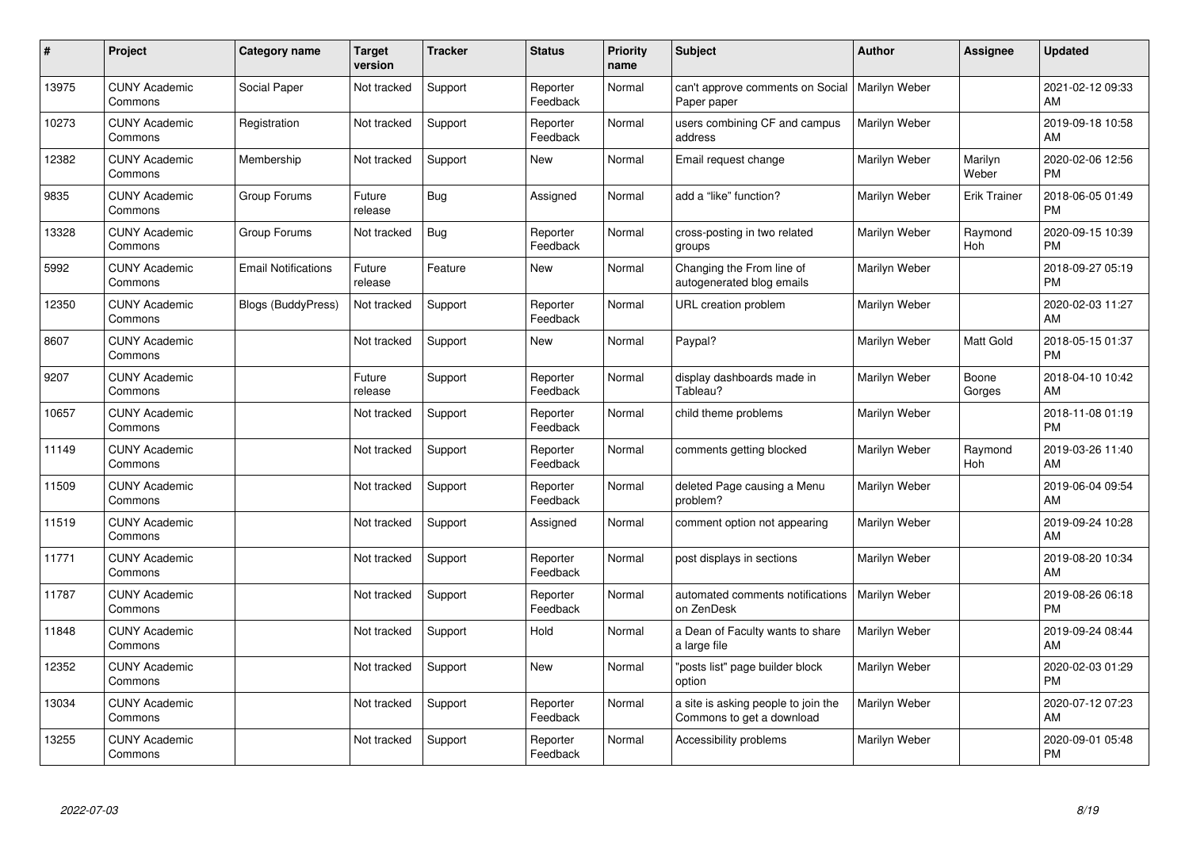| # | Project | Category name | Target version | Tracker | Status | Priority name | Subject | Author | Assignee | Updated |
|---|---|---|---|---|---|---|---|---|---|---|
| 13975 | CUNY Academic Commons | Social Paper | Not tracked | Support | Reporter Feedback | Normal | can't approve comments on Social Paper paper | Marilyn Weber | | 2021-02-12 09:33 AM |
| 10273 | CUNY Academic Commons | Registration | Not tracked | Support | Reporter Feedback | Normal | users combining CF and campus address | Marilyn Weber | | 2019-09-18 10:58 AM |
| 12382 | CUNY Academic Commons | Membership | Not tracked | Support | New | Normal | Email request change | Marilyn Weber | Marilyn Weber | 2020-02-06 12:56 PM |
| 9835 | CUNY Academic Commons | Group Forums | Future release | Bug | Assigned | Normal | add a "like" function? | Marilyn Weber | Erik Trainer | 2018-06-05 01:49 PM |
| 13328 | CUNY Academic Commons | Group Forums | Not tracked | Bug | Reporter Feedback | Normal | cross-posting in two related groups | Marilyn Weber | Raymond Hoh | 2020-09-15 10:39 PM |
| 5992 | CUNY Academic Commons | Email Notifications | Future release | Feature | New | Normal | Changing the From line of autogenerated blog emails | Marilyn Weber | | 2018-09-27 05:19 PM |
| 12350 | CUNY Academic Commons | Blogs (BuddyPress) | Not tracked | Support | Reporter Feedback | Normal | URL creation problem | Marilyn Weber | | 2020-02-03 11:27 AM |
| 8607 | CUNY Academic Commons | | Not tracked | Support | New | Normal | Paypal? | Marilyn Weber | Matt Gold | 2018-05-15 01:37 PM |
| 9207 | CUNY Academic Commons | | Future release | Support | Reporter Feedback | Normal | display dashboards made in Tableau? | Marilyn Weber | Boone Gorges | 2018-04-10 10:42 AM |
| 10657 | CUNY Academic Commons | | Not tracked | Support | Reporter Feedback | Normal | child theme problems | Marilyn Weber | | 2018-11-08 01:19 PM |
| 11149 | CUNY Academic Commons | | Not tracked | Support | Reporter Feedback | Normal | comments getting blocked | Marilyn Weber | Raymond Hoh | 2019-03-26 11:40 AM |
| 11509 | CUNY Academic Commons | | Not tracked | Support | Reporter Feedback | Normal | deleted Page causing a Menu problem? | Marilyn Weber | | 2019-06-04 09:54 AM |
| 11519 | CUNY Academic Commons | | Not tracked | Support | Assigned | Normal | comment option not appearing | Marilyn Weber | | 2019-09-24 10:28 AM |
| 11771 | CUNY Academic Commons | | Not tracked | Support | Reporter Feedback | Normal | post displays in sections | Marilyn Weber | | 2019-08-20 10:34 AM |
| 11787 | CUNY Academic Commons | | Not tracked | Support | Reporter Feedback | Normal | automated comments notifications on ZenDesk | Marilyn Weber | | 2019-08-26 06:18 PM |
| 11848 | CUNY Academic Commons | | Not tracked | Support | Hold | Normal | a Dean of Faculty wants to share a large file | Marilyn Weber | | 2019-09-24 08:44 AM |
| 12352 | CUNY Academic Commons | | Not tracked | Support | New | Normal | "posts list" page builder block option | Marilyn Weber | | 2020-02-03 01:29 PM |
| 13034 | CUNY Academic Commons | | Not tracked | Support | Reporter Feedback | Normal | a site is asking people to join the Commons to get a download | Marilyn Weber | | 2020-07-12 07:23 AM |
| 13255 | CUNY Academic Commons | | Not tracked | Support | Reporter Feedback | Normal | Accessibility problems | Marilyn Weber | | 2020-09-01 05:48 PM |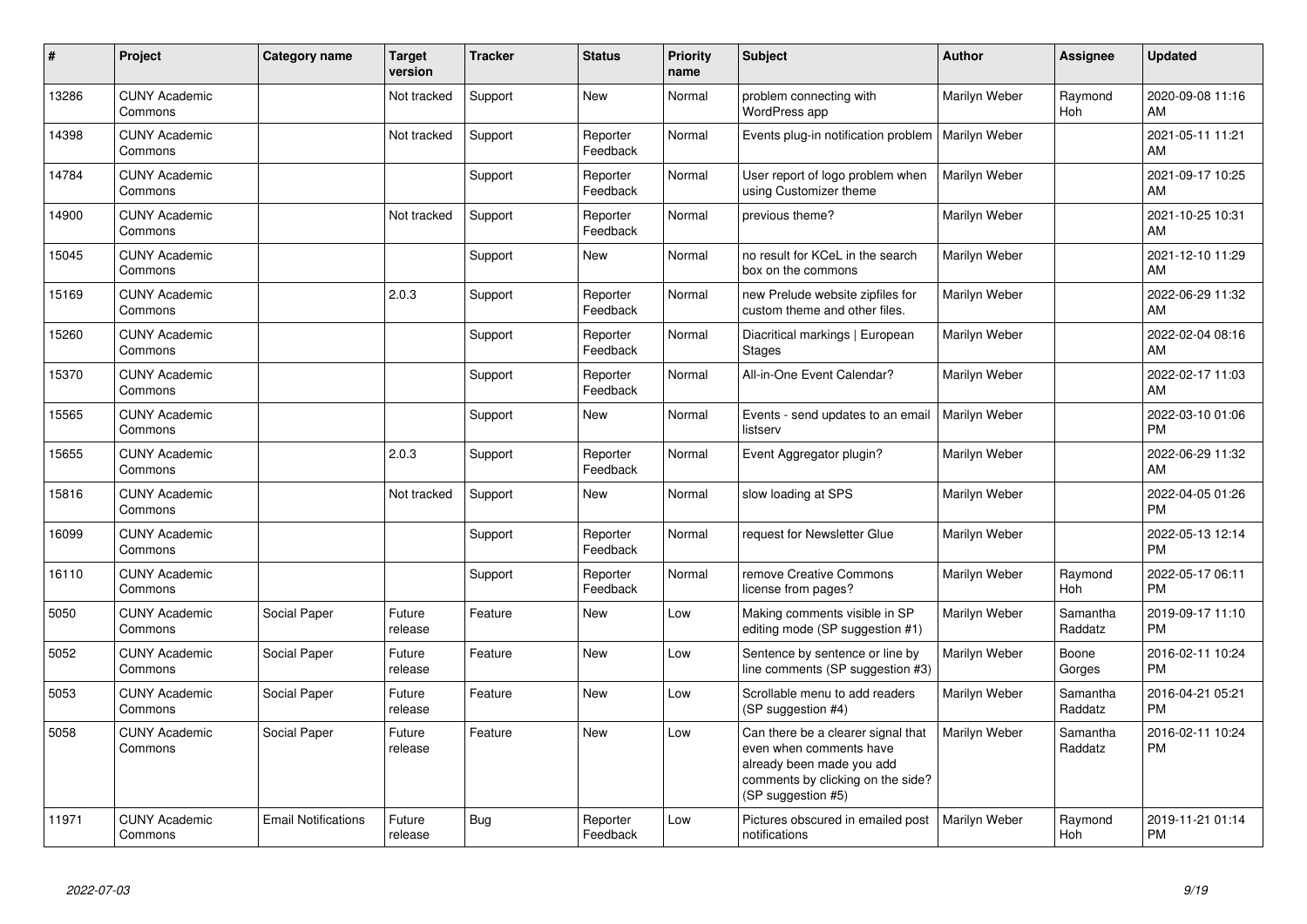| # | Project | Category name | Target version | Tracker | Status | Priority name | Subject | Author | Assignee | Updated |
|---|---|---|---|---|---|---|---|---|---|---|
| 13286 | CUNY Academic Commons |  | Not tracked | Support | New | Normal | problem connecting with WordPress app | Marilyn Weber | Raymond Hoh | 2020-09-08 11:16 AM |
| 14398 | CUNY Academic Commons |  | Not tracked | Support | Reporter Feedback | Normal | Events plug-in notification problem | Marilyn Weber |  | 2021-05-11 11:21 AM |
| 14784 | CUNY Academic Commons |  |  | Support | Reporter Feedback | Normal | User report of logo problem when using Customizer theme | Marilyn Weber |  | 2021-09-17 10:25 AM |
| 14900 | CUNY Academic Commons |  | Not tracked | Support | Reporter Feedback | Normal | previous theme? | Marilyn Weber |  | 2021-10-25 10:31 AM |
| 15045 | CUNY Academic Commons |  |  | Support | New | Normal | no result for KCeL in the search box on the commons | Marilyn Weber |  | 2021-12-10 11:29 AM |
| 15169 | CUNY Academic Commons |  | 2.0.3 | Support | Reporter Feedback | Normal | new Prelude website zipfiles for custom theme and other files. | Marilyn Weber |  | 2022-06-29 11:32 AM |
| 15260 | CUNY Academic Commons |  |  | Support | Reporter Feedback | Normal | Diacritical markings \| European Stages | Marilyn Weber |  | 2022-02-04 08:16 AM |
| 15370 | CUNY Academic Commons |  |  | Support | Reporter Feedback | Normal | All-in-One Event Calendar? | Marilyn Weber |  | 2022-02-17 11:03 AM |
| 15565 | CUNY Academic Commons |  |  | Support | New | Normal | Events - send updates to an email listserv | Marilyn Weber |  | 2022-03-10 01:06 PM |
| 15655 | CUNY Academic Commons |  | 2.0.3 | Support | Reporter Feedback | Normal | Event Aggregator plugin? | Marilyn Weber |  | 2022-06-29 11:32 AM |
| 15816 | CUNY Academic Commons |  | Not tracked | Support | New | Normal | slow loading at SPS | Marilyn Weber |  | 2022-04-05 01:26 PM |
| 16099 | CUNY Academic Commons |  |  | Support | Reporter Feedback | Normal | request for Newsletter Glue | Marilyn Weber |  | 2022-05-13 12:14 PM |
| 16110 | CUNY Academic Commons |  |  | Support | Reporter Feedback | Normal | remove Creative Commons license from pages? | Marilyn Weber | Raymond Hoh | 2022-05-17 06:11 PM |
| 5050 | CUNY Academic Commons | Social Paper | Future release | Feature | New | Low | Making comments visible in SP editing mode (SP suggestion #1) | Marilyn Weber | Samantha Raddatz | 2019-09-17 11:10 PM |
| 5052 | CUNY Academic Commons | Social Paper | Future release | Feature | New | Low | Sentence by sentence or line by line comments (SP suggestion #3) | Marilyn Weber | Boone Gorges | 2016-02-11 10:24 PM |
| 5053 | CUNY Academic Commons | Social Paper | Future release | Feature | New | Low | Scrollable menu to add readers (SP suggestion #4) | Marilyn Weber | Samantha Raddatz | 2016-04-21 05:21 PM |
| 5058 | CUNY Academic Commons | Social Paper | Future release | Feature | New | Low | Can there be a clearer signal that even when comments have already been made you add comments by clicking on the side? (SP suggestion #5) | Marilyn Weber | Samantha Raddatz | 2016-02-11 10:24 PM |
| 11971 | CUNY Academic Commons | Email Notifications | Future release | Bug | Reporter Feedback | Low | Pictures obscured in emailed post notifications | Marilyn Weber | Raymond Hoh | 2019-11-21 01:14 PM |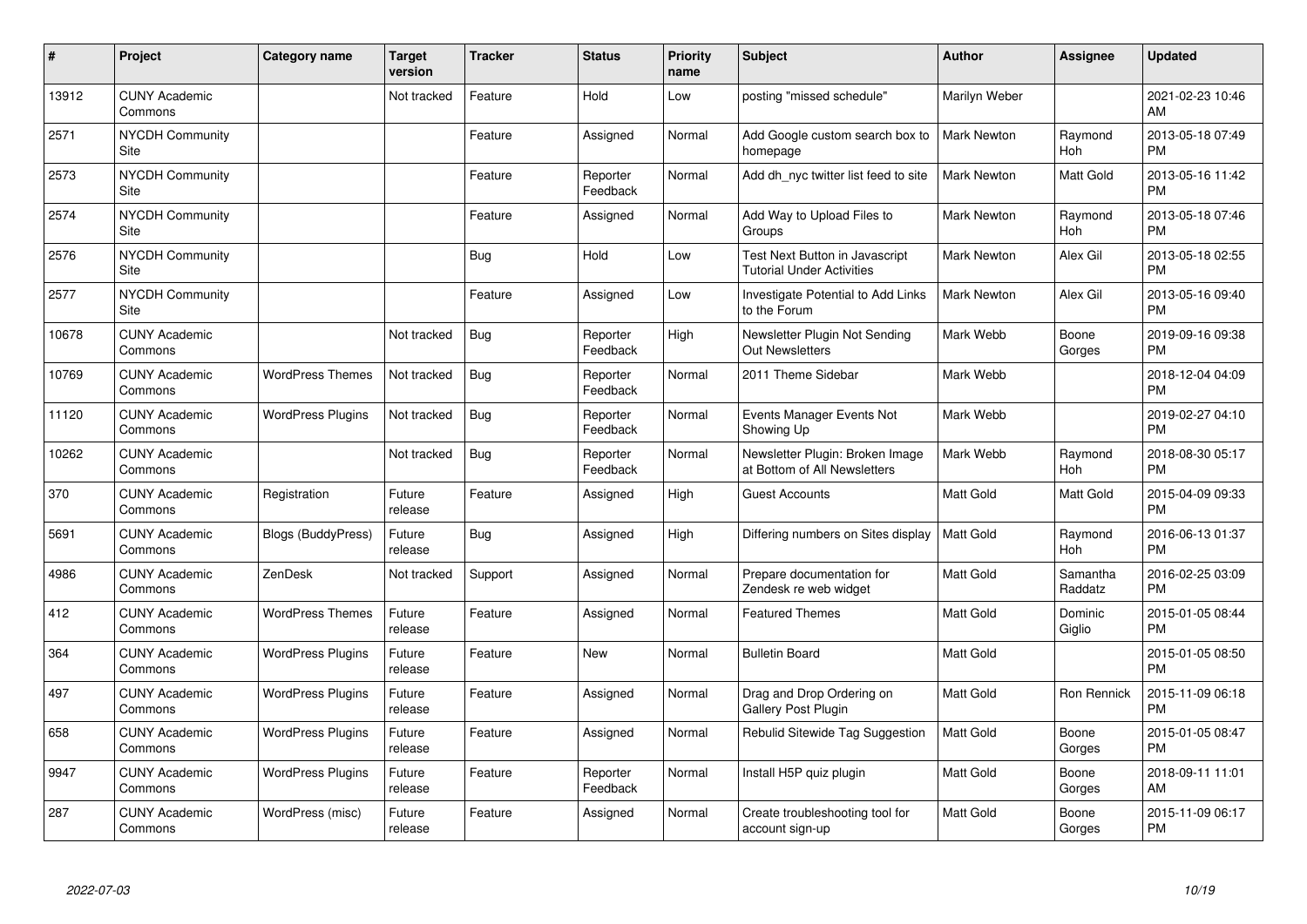| # | Project | Category name | Target version | Tracker | Status | Priority name | Subject | Author | Assignee | Updated |
|---|---|---|---|---|---|---|---|---|---|---|
| 13912 | CUNY Academic Commons | | Not tracked | Feature | Hold | Low | posting "missed schedule" | Marilyn Weber | | 2021-02-23 10:46 AM |
| 2571 | NYCDH Community Site | | | Feature | Assigned | Normal | Add Google custom search box to homepage | Mark Newton | Raymond Hoh | 2013-05-18 07:49 PM |
| 2573 | NYCDH Community Site | | | Feature | Reporter Feedback | Normal | Add dh_nyc twitter list feed to site | Mark Newton | Matt Gold | 2013-05-16 11:42 PM |
| 2574 | NYCDH Community Site | | | Feature | Assigned | Normal | Add Way to Upload Files to Groups | Mark Newton | Raymond Hoh | 2013-05-18 07:46 PM |
| 2576 | NYCDH Community Site | | | Bug | Hold | Low | Test Next Button in Javascript Tutorial Under Activities | Mark Newton | Alex Gil | 2013-05-18 02:55 PM |
| 2577 | NYCDH Community Site | | | Feature | Assigned | Low | Investigate Potential to Add Links to the Forum | Mark Newton | Alex Gil | 2013-05-16 09:40 PM |
| 10678 | CUNY Academic Commons | | Not tracked | Bug | Reporter Feedback | High | Newsletter Plugin Not Sending Out Newsletters | Mark Webb | Boone Gorges | 2019-09-16 09:38 PM |
| 10769 | CUNY Academic Commons | WordPress Themes | Not tracked | Bug | Reporter Feedback | Normal | 2011 Theme Sidebar | Mark Webb | | 2018-12-04 04:09 PM |
| 11120 | CUNY Academic Commons | WordPress Plugins | Not tracked | Bug | Reporter Feedback | Normal | Events Manager Events Not Showing Up | Mark Webb | | 2019-02-27 04:10 PM |
| 10262 | CUNY Academic Commons | | Not tracked | Bug | Reporter Feedback | Normal | Newsletter Plugin: Broken Image at Bottom of All Newsletters | Mark Webb | Raymond Hoh | 2018-08-30 05:17 PM |
| 370 | CUNY Academic Commons | Registration | Future release | Feature | Assigned | High | Guest Accounts | Matt Gold | Matt Gold | 2015-04-09 09:33 PM |
| 5691 | CUNY Academic Commons | Blogs (BuddyPress) | Future release | Bug | Assigned | High | Differing numbers on Sites display | Matt Gold | Raymond Hoh | 2016-06-13 01:37 PM |
| 4986 | CUNY Academic Commons | ZenDesk | Not tracked | Support | Assigned | Normal | Prepare documentation for Zendesk re web widget | Matt Gold | Samantha Raddatz | 2016-02-25 03:09 PM |
| 412 | CUNY Academic Commons | WordPress Themes | Future release | Feature | Assigned | Normal | Featured Themes | Matt Gold | Dominic Giglio | 2015-01-05 08:44 PM |
| 364 | CUNY Academic Commons | WordPress Plugins | Future release | Feature | New | Normal | Bulletin Board | Matt Gold | | 2015-01-05 08:50 PM |
| 497 | CUNY Academic Commons | WordPress Plugins | Future release | Feature | Assigned | Normal | Drag and Drop Ordering on Gallery Post Plugin | Matt Gold | Ron Rennick | 2015-11-09 06:18 PM |
| 658 | CUNY Academic Commons | WordPress Plugins | Future release | Feature | Assigned | Normal | Rebulid Sitewide Tag Suggestion | Matt Gold | Boone Gorges | 2015-01-05 08:47 PM |
| 9947 | CUNY Academic Commons | WordPress Plugins | Future release | Feature | Reporter Feedback | Normal | Install H5P quiz plugin | Matt Gold | Boone Gorges | 2018-09-11 11:01 AM |
| 287 | CUNY Academic Commons | WordPress (misc) | Future release | Feature | Assigned | Normal | Create troubleshooting tool for account sign-up | Matt Gold | Boone Gorges | 2015-11-09 06:17 PM |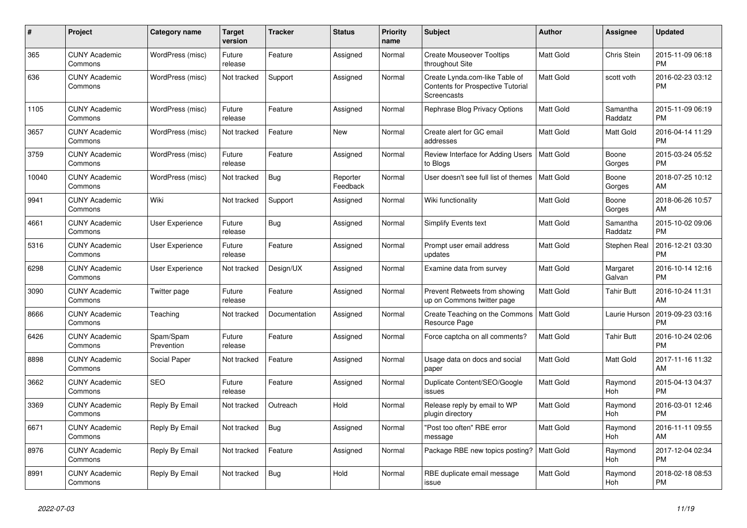| # | Project | Category name | Target version | Tracker | Status | Priority name | Subject | Author | Assignee | Updated |
|---|---|---|---|---|---|---|---|---|---|---|
| 365 | CUNY Academic Commons | WordPress (misc) | Future release | Feature | Assigned | Normal | Create Mouseover Tooltips throughout Site | Matt Gold | Chris Stein | 2015-11-09 06:18 PM |
| 636 | CUNY Academic Commons | WordPress (misc) | Not tracked | Support | Assigned | Normal | Create Lynda.com-like Table of Contents for Prospective Tutorial Screencasts | Matt Gold | scott voth | 2016-02-23 03:12 PM |
| 1105 | CUNY Academic Commons | WordPress (misc) | Future release | Feature | Assigned | Normal | Rephrase Blog Privacy Options | Matt Gold | Samantha Raddatz | 2015-11-09 06:19 PM |
| 3657 | CUNY Academic Commons | WordPress (misc) | Not tracked | Feature | New | Normal | Create alert for GC email addresses | Matt Gold | Matt Gold | 2016-04-14 11:29 PM |
| 3759 | CUNY Academic Commons | WordPress (misc) | Future release | Feature | Assigned | Normal | Review Interface for Adding Users to Blogs | Matt Gold | Boone Gorges | 2015-03-24 05:52 PM |
| 10040 | CUNY Academic Commons | WordPress (misc) | Not tracked | Bug | Reporter Feedback | Normal | User doesn't see full list of themes | Matt Gold | Boone Gorges | 2018-07-25 10:12 AM |
| 9941 | CUNY Academic Commons | Wiki | Not tracked | Support | Assigned | Normal | Wiki functionality | Matt Gold | Boone Gorges | 2018-06-26 10:57 AM |
| 4661 | CUNY Academic Commons | User Experience | Future release | Bug | Assigned | Normal | Simplify Events text | Matt Gold | Samantha Raddatz | 2015-10-02 09:06 PM |
| 5316 | CUNY Academic Commons | User Experience | Future release | Feature | Assigned | Normal | Prompt user email address updates | Matt Gold | Stephen Real | 2016-12-21 03:30 PM |
| 6298 | CUNY Academic Commons | User Experience | Not tracked | Design/UX | Assigned | Normal | Examine data from survey | Matt Gold | Margaret Galvan | 2016-10-14 12:16 PM |
| 3090 | CUNY Academic Commons | Twitter page | Future release | Feature | Assigned | Normal | Prevent Retweets from showing up on Commons twitter page | Matt Gold | Tahir Butt | 2016-10-24 11:31 AM |
| 8666 | CUNY Academic Commons | Teaching | Not tracked | Documentation | Assigned | Normal | Create Teaching on the Commons Resource Page | Matt Gold | Laurie Hurson | 2019-09-23 03:16 PM |
| 6426 | CUNY Academic Commons | Spam/Spam Prevention | Future release | Feature | Assigned | Normal | Force captcha on all comments? | Matt Gold | Tahir Butt | 2016-10-24 02:06 PM |
| 8898 | CUNY Academic Commons | Social Paper | Not tracked | Feature | Assigned | Normal | Usage data on docs and social paper | Matt Gold | Matt Gold | 2017-11-16 11:32 AM |
| 3662 | CUNY Academic Commons | SEO | Future release | Feature | Assigned | Normal | Duplicate Content/SEO/Google issues | Matt Gold | Raymond Hoh | 2015-04-13 04:37 PM |
| 3369 | CUNY Academic Commons | Reply By Email | Not tracked | Outreach | Hold | Normal | Release reply by email to WP plugin directory | Matt Gold | Raymond Hoh | 2016-03-01 12:46 PM |
| 6671 | CUNY Academic Commons | Reply By Email | Not tracked | Bug | Assigned | Normal | "Post too often" RBE error message | Matt Gold | Raymond Hoh | 2016-11-11 09:55 AM |
| 8976 | CUNY Academic Commons | Reply By Email | Not tracked | Feature | Assigned | Normal | Package RBE new topics posting? | Matt Gold | Raymond Hoh | 2017-12-04 02:34 PM |
| 8991 | CUNY Academic Commons | Reply By Email | Not tracked | Bug | Hold | Normal | RBE duplicate email message issue | Matt Gold | Raymond Hoh | 2018-02-18 08:53 PM |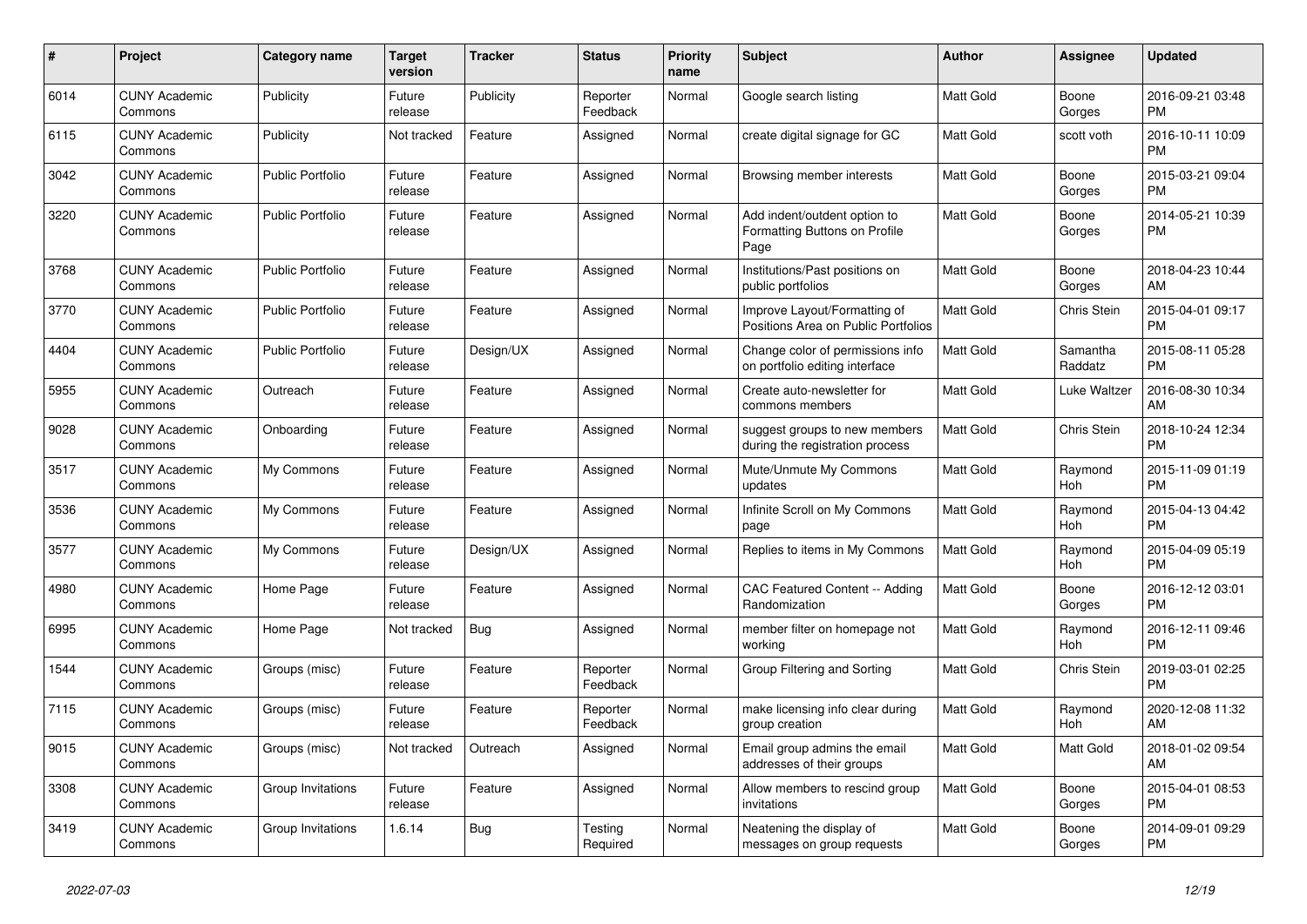| # | Project | Category name | Target version | Tracker | Status | Priority name | Subject | Author | Assignee | Updated |
|---|---|---|---|---|---|---|---|---|---|---|
| 6014 | CUNY Academic Commons | Publicity | Future release | Publicity | Reporter Feedback | Normal | Google search listing | Matt Gold | Boone Gorges | 2016-09-21 03:48 PM |
| 6115 | CUNY Academic Commons | Publicity | Not tracked | Feature | Assigned | Normal | create digital signage for GC | Matt Gold | scott voth | 2016-10-11 10:09 PM |
| 3042 | CUNY Academic Commons | Public Portfolio | Future release | Feature | Assigned | Normal | Browsing member interests | Matt Gold | Boone Gorges | 2015-03-21 09:04 PM |
| 3220 | CUNY Academic Commons | Public Portfolio | Future release | Feature | Assigned | Normal | Add indent/outdent option to Formatting Buttons on Profile Page | Matt Gold | Boone Gorges | 2014-05-21 10:39 PM |
| 3768 | CUNY Academic Commons | Public Portfolio | Future release | Feature | Assigned | Normal | Institutions/Past positions on public portfolios | Matt Gold | Boone Gorges | 2018-04-23 10:44 AM |
| 3770 | CUNY Academic Commons | Public Portfolio | Future release | Feature | Assigned | Normal | Improve Layout/Formatting of Positions Area on Public Portfolios | Matt Gold | Chris Stein | 2015-04-01 09:17 PM |
| 4404 | CUNY Academic Commons | Public Portfolio | Future release | Design/UX | Assigned | Normal | Change color of permissions info on portfolio editing interface | Matt Gold | Samantha Raddatz | 2015-08-11 05:28 PM |
| 5955 | CUNY Academic Commons | Outreach | Future release | Feature | Assigned | Normal | Create auto-newsletter for commons members | Matt Gold | Luke Waltzer | 2016-08-30 10:34 AM |
| 9028 | CUNY Academic Commons | Onboarding | Future release | Feature | Assigned | Normal | suggest groups to new members during the registration process | Matt Gold | Chris Stein | 2018-10-24 12:34 PM |
| 3517 | CUNY Academic Commons | My Commons | Future release | Feature | Assigned | Normal | Mute/Unmute My Commons updates | Matt Gold | Raymond Hoh | 2015-11-09 01:19 PM |
| 3536 | CUNY Academic Commons | My Commons | Future release | Feature | Assigned | Normal | Infinite Scroll on My Commons page | Matt Gold | Raymond Hoh | 2015-04-13 04:42 PM |
| 3577 | CUNY Academic Commons | My Commons | Future release | Design/UX | Assigned | Normal | Replies to items in My Commons | Matt Gold | Raymond Hoh | 2015-04-09 05:19 PM |
| 4980 | CUNY Academic Commons | Home Page | Future release | Feature | Assigned | Normal | CAC Featured Content -- Adding Randomization | Matt Gold | Boone Gorges | 2016-12-12 03:01 PM |
| 6995 | CUNY Academic Commons | Home Page | Not tracked | Bug | Assigned | Normal | member filter on homepage not working | Matt Gold | Raymond Hoh | 2016-12-11 09:46 PM |
| 1544 | CUNY Academic Commons | Groups (misc) | Future release | Feature | Reporter Feedback | Normal | Group Filtering and Sorting | Matt Gold | Chris Stein | 2019-03-01 02:25 PM |
| 7115 | CUNY Academic Commons | Groups (misc) | Future release | Feature | Reporter Feedback | Normal | make licensing info clear during group creation | Matt Gold | Raymond Hoh | 2020-12-08 11:32 AM |
| 9015 | CUNY Academic Commons | Groups (misc) | Not tracked | Outreach | Assigned | Normal | Email group admins the email addresses of their groups | Matt Gold | Matt Gold | 2018-01-02 09:54 AM |
| 3308 | CUNY Academic Commons | Group Invitations | Future release | Feature | Assigned | Normal | Allow members to rescind group invitations | Matt Gold | Boone Gorges | 2015-04-01 08:53 PM |
| 3419 | CUNY Academic Commons | Group Invitations | 1.6.14 | Bug | Testing Required | Normal | Neatening the display of messages on group requests | Matt Gold | Boone Gorges | 2014-09-01 09:29 PM |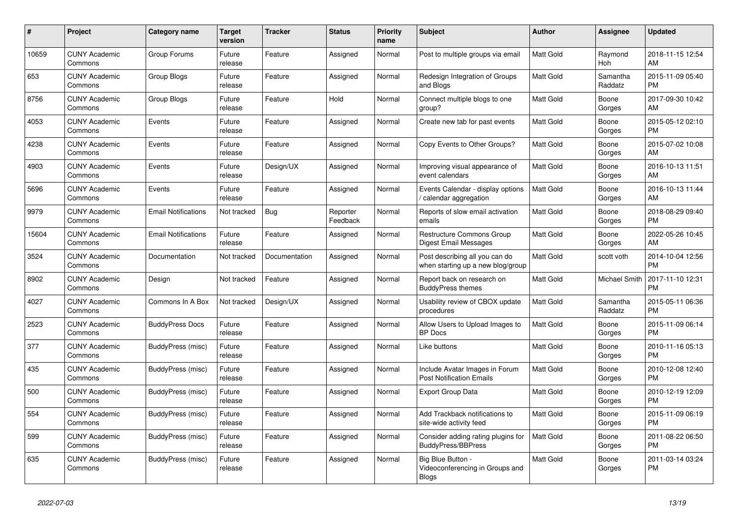| # | Project | Category name | Target version | Tracker | Status | Priority name | Subject | Author | Assignee | Updated |
|---|---|---|---|---|---|---|---|---|---|---|
| 10659 | CUNY Academic Commons | Group Forums | Future release | Feature | Assigned | Normal | Post to multiple groups via email | Matt Gold | Raymond Hoh | 2018-11-15 12:54 AM |
| 653 | CUNY Academic Commons | Group Blogs | Future release | Feature | Assigned | Normal | Redesign Integration of Groups and Blogs | Matt Gold | Samantha Raddatz | 2015-11-09 05:40 PM |
| 8756 | CUNY Academic Commons | Group Blogs | Future release | Feature | Hold | Normal | Connect multiple blogs to one group? | Matt Gold | Boone Gorges | 2017-09-30 10:42 AM |
| 4053 | CUNY Academic Commons | Events | Future release | Feature | Assigned | Normal | Create new tab for past events | Matt Gold | Boone Gorges | 2015-05-12 02:10 PM |
| 4238 | CUNY Academic Commons | Events | Future release | Feature | Assigned | Normal | Copy Events to Other Groups? | Matt Gold | Boone Gorges | 2015-07-02 10:08 AM |
| 4903 | CUNY Academic Commons | Events | Future release | Design/UX | Assigned | Normal | Improving visual appearance of event calendars | Matt Gold | Boone Gorges | 2016-10-13 11:51 AM |
| 5696 | CUNY Academic Commons | Events | Future release | Feature | Assigned | Normal | Events Calendar - display options / calendar aggregation | Matt Gold | Boone Gorges | 2016-10-13 11:44 AM |
| 9979 | CUNY Academic Commons | Email Notifications | Not tracked | Bug | Reporter Feedback | Normal | Reports of slow email activation emails | Matt Gold | Boone Gorges | 2018-08-29 09:40 PM |
| 15604 | CUNY Academic Commons | Email Notifications | Future release | Feature | Assigned | Normal | Restructure Commons Group Digest Email Messages | Matt Gold | Boone Gorges | 2022-05-26 10:45 AM |
| 3524 | CUNY Academic Commons | Documentation | Not tracked | Documentation | Assigned | Normal | Post describing all you can do when starting up a new blog/group | Matt Gold | scott voth | 2014-10-04 12:56 PM |
| 8902 | CUNY Academic Commons | Design | Not tracked | Feature | Assigned | Normal | Report back on research on BuddyPress themes | Matt Gold | Michael Smith | 2017-11-10 12:31 PM |
| 4027 | CUNY Academic Commons | Commons In A Box | Not tracked | Design/UX | Assigned | Normal | Usability review of CBOX update procedures | Matt Gold | Samantha Raddatz | 2015-05-11 06:36 PM |
| 2523 | CUNY Academic Commons | BuddyPress Docs | Future release | Feature | Assigned | Normal | Allow Users to Upload Images to BP Docs | Matt Gold | Boone Gorges | 2015-11-09 06:14 PM |
| 377 | CUNY Academic Commons | BuddyPress (misc) | Future release | Feature | Assigned | Normal | Like buttons | Matt Gold | Boone Gorges | 2010-11-16 05:13 PM |
| 435 | CUNY Academic Commons | BuddyPress (misc) | Future release | Feature | Assigned | Normal | Include Avatar Images in Forum Post Notification Emails | Matt Gold | Boone Gorges | 2010-12-08 12:40 PM |
| 500 | CUNY Academic Commons | BuddyPress (misc) | Future release | Feature | Assigned | Normal | Export Group Data | Matt Gold | Boone Gorges | 2010-12-19 12:09 PM |
| 554 | CUNY Academic Commons | BuddyPress (misc) | Future release | Feature | Assigned | Normal | Add Trackback notifications to site-wide activity feed | Matt Gold | Boone Gorges | 2015-11-09 06:19 PM |
| 599 | CUNY Academic Commons | BuddyPress (misc) | Future release | Feature | Assigned | Normal | Consider adding rating plugins for BuddyPress/BBPress | Matt Gold | Boone Gorges | 2011-08-22 06:50 PM |
| 635 | CUNY Academic Commons | BuddyPress (misc) | Future release | Feature | Assigned | Normal | Big Blue Button - Videoconferencing in Groups and Blogs | Matt Gold | Boone Gorges | 2011-03-14 03:24 PM |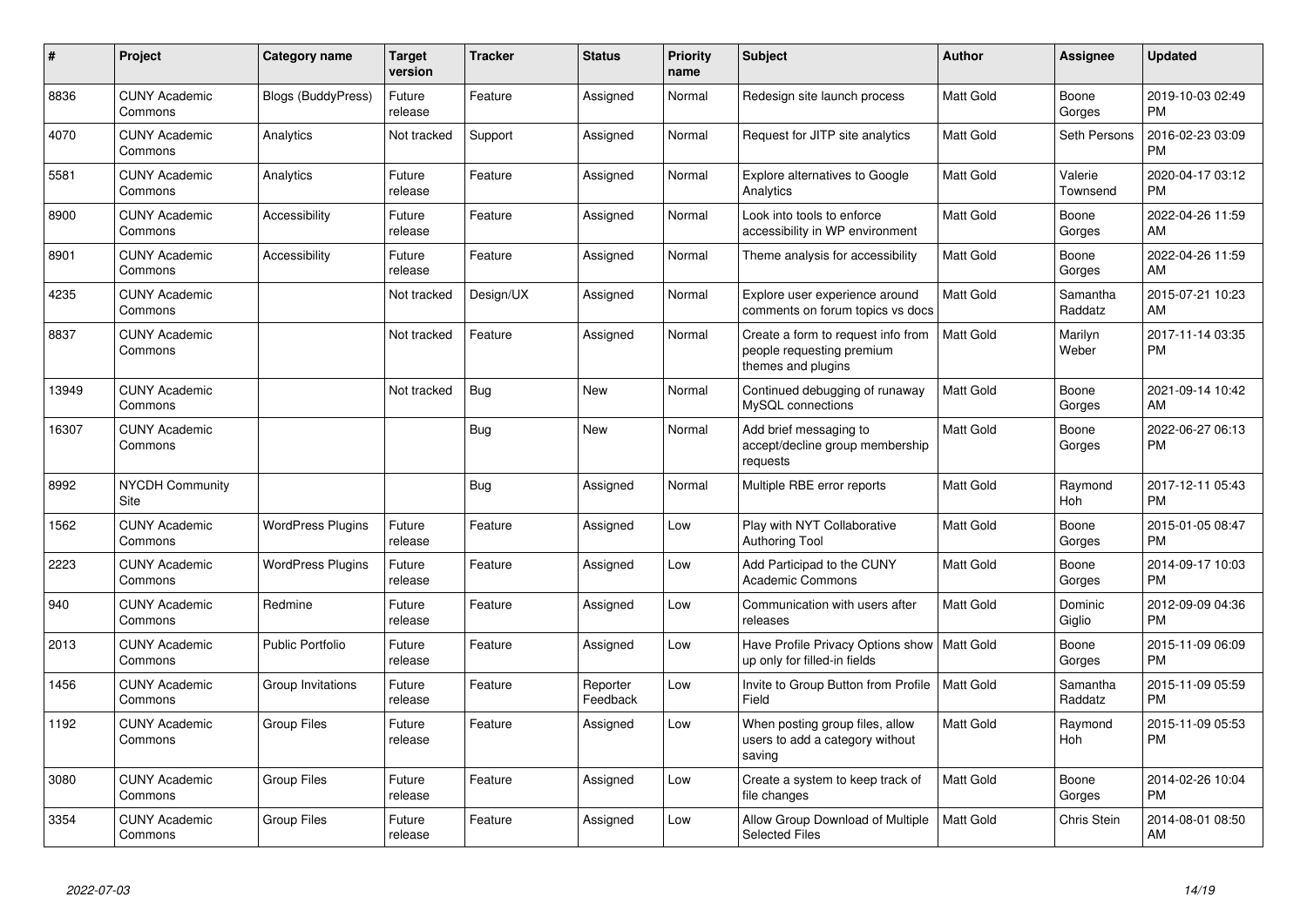| # | Project | Category name | Target version | Tracker | Status | Priority name | Subject | Author | Assignee | Updated |
|---|---|---|---|---|---|---|---|---|---|---|
| 8836 | CUNY Academic Commons | Blogs (BuddyPress) | Future release | Feature | Assigned | Normal | Redesign site launch process | Matt Gold | Boone Gorges | 2019-10-03 02:49 PM |
| 4070 | CUNY Academic Commons | Analytics | Not tracked | Support | Assigned | Normal | Request for JITP site analytics | Matt Gold | Seth Persons | 2016-02-23 03:09 PM |
| 5581 | CUNY Academic Commons | Analytics | Future release | Feature | Assigned | Normal | Explore alternatives to Google Analytics | Matt Gold | Valerie Townsend | 2020-04-17 03:12 PM |
| 8900 | CUNY Academic Commons | Accessibility | Future release | Feature | Assigned | Normal | Look into tools to enforce accessibility in WP environment | Matt Gold | Boone Gorges | 2022-04-26 11:59 AM |
| 8901 | CUNY Academic Commons | Accessibility | Future release | Feature | Assigned | Normal | Theme analysis for accessibility | Matt Gold | Boone Gorges | 2022-04-26 11:59 AM |
| 4235 | CUNY Academic Commons | | Not tracked | Design/UX | Assigned | Normal | Explore user experience around comments on forum topics vs docs | Matt Gold | Samantha Raddatz | 2015-07-21 10:23 AM |
| 8837 | CUNY Academic Commons | | Not tracked | Feature | Assigned | Normal | Create a form to request info from people requesting premium themes and plugins | Matt Gold | Marilyn Weber | 2017-11-14 03:35 PM |
| 13949 | CUNY Academic Commons | | Not tracked | Bug | New | Normal | Continued debugging of runaway MySQL connections | Matt Gold | Boone Gorges | 2021-09-14 10:42 AM |
| 16307 | CUNY Academic Commons | | | Bug | New | Normal | Add brief messaging to accept/decline group membership requests | Matt Gold | Boone Gorges | 2022-06-27 06:13 PM |
| 8992 | NYCDH Community Site | | | Bug | Assigned | Normal | Multiple RBE error reports | Matt Gold | Raymond Hoh | 2017-12-11 05:43 PM |
| 1562 | CUNY Academic Commons | WordPress Plugins | Future release | Feature | Assigned | Low | Play with NYT Collaborative Authoring Tool | Matt Gold | Boone Gorges | 2015-01-05 08:47 PM |
| 2223 | CUNY Academic Commons | WordPress Plugins | Future release | Feature | Assigned | Low | Add Participad to the CUNY Academic Commons | Matt Gold | Boone Gorges | 2014-09-17 10:03 PM |
| 940 | CUNY Academic Commons | Redmine | Future release | Feature | Assigned | Low | Communication with users after releases | Matt Gold | Dominic Giglio | 2012-09-09 04:36 PM |
| 2013 | CUNY Academic Commons | Public Portfolio | Future release | Feature | Assigned | Low | Have Profile Privacy Options show up only for filled-in fields | Matt Gold | Boone Gorges | 2015-11-09 06:09 PM |
| 1456 | CUNY Academic Commons | Group Invitations | Future release | Feature | Reporter Feedback | Low | Invite to Group Button from Profile Field | Matt Gold | Samantha Raddatz | 2015-11-09 05:59 PM |
| 1192 | CUNY Academic Commons | Group Files | Future release | Feature | Assigned | Low | When posting group files, allow users to add a category without saving | Matt Gold | Raymond Hoh | 2015-11-09 05:53 PM |
| 3080 | CUNY Academic Commons | Group Files | Future release | Feature | Assigned | Low | Create a system to keep track of file changes | Matt Gold | Boone Gorges | 2014-02-26 10:04 PM |
| 3354 | CUNY Academic Commons | Group Files | Future release | Feature | Assigned | Low | Allow Group Download of Multiple Selected Files | Matt Gold | Chris Stein | 2014-08-01 08:50 AM |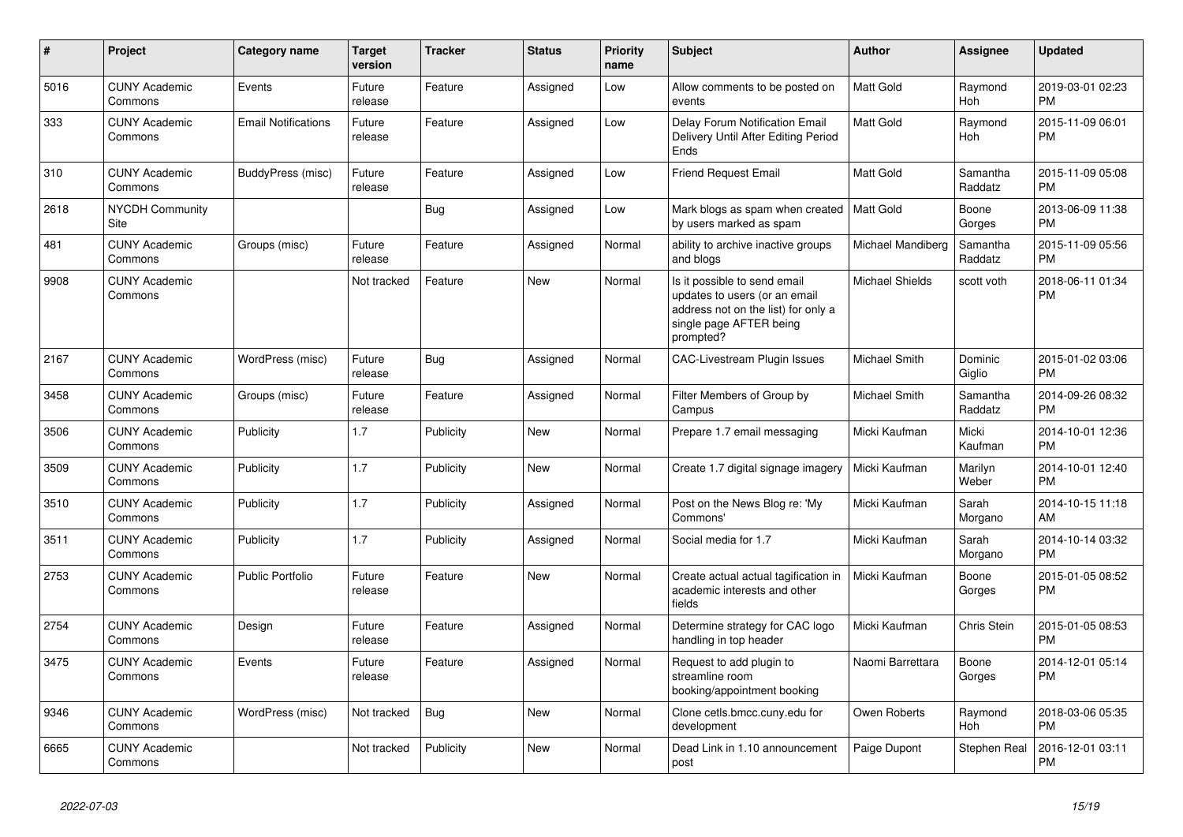| # | Project | Category name | Target version | Tracker | Status | Priority name | Subject | Author | Assignee | Updated |
|---|---|---|---|---|---|---|---|---|---|---|
| 5016 | CUNY Academic Commons | Events | Future release | Feature | Assigned | Low | Allow comments to be posted on events | Matt Gold | Raymond Hoh | 2019-03-01 02:23 PM |
| 333 | CUNY Academic Commons | Email Notifications | Future release | Feature | Assigned | Low | Delay Forum Notification Email Delivery Until After Editing Period Ends | Matt Gold | Raymond Hoh | 2015-11-09 06:01 PM |
| 310 | CUNY Academic Commons | BuddyPress (misc) | Future release | Feature | Assigned | Low | Friend Request Email | Matt Gold | Samantha Raddatz | 2015-11-09 05:08 PM |
| 2618 | NYCDH Community Site | | | Bug | Assigned | Low | Mark blogs as spam when created by users marked as spam | Matt Gold | Boone Gorges | 2013-06-09 11:38 PM |
| 481 | CUNY Academic Commons | Groups (misc) | Future release | Feature | Assigned | Normal | ability to archive inactive groups and blogs | Michael Mandiberg | Samantha Raddatz | 2015-11-09 05:56 PM |
| 9908 | CUNY Academic Commons | | Not tracked | Feature | New | Normal | Is it possible to send email updates to users (or an email address not on the list) for only a single page AFTER being prompted? | Michael Shields | scott voth | 2018-06-11 01:34 PM |
| 2167 | CUNY Academic Commons | WordPress (misc) | Future release | Bug | Assigned | Normal | CAC-Livestream Plugin Issues | Michael Smith | Dominic Giglio | 2015-01-02 03:06 PM |
| 3458 | CUNY Academic Commons | Groups (misc) | Future release | Feature | Assigned | Normal | Filter Members of Group by Campus | Michael Smith | Samantha Raddatz | 2014-09-26 08:32 PM |
| 3506 | CUNY Academic Commons | Publicity | 1.7 | Publicity | New | Normal | Prepare 1.7 email messaging | Micki Kaufman | Micki Kaufman | 2014-10-01 12:36 PM |
| 3509 | CUNY Academic Commons | Publicity | 1.7 | Publicity | New | Normal | Create 1.7 digital signage imagery | Micki Kaufman | Marilyn Weber | 2014-10-01 12:40 PM |
| 3510 | CUNY Academic Commons | Publicity | 1.7 | Publicity | Assigned | Normal | Post on the News Blog re: 'My Commons' | Micki Kaufman | Sarah Morgano | 2014-10-15 11:18 AM |
| 3511 | CUNY Academic Commons | Publicity | 1.7 | Publicity | Assigned | Normal | Social media for 1.7 | Micki Kaufman | Sarah Morgano | 2014-10-14 03:32 PM |
| 2753 | CUNY Academic Commons | Public Portfolio | Future release | Feature | New | Normal | Create actual actual tagification in academic interests and other fields | Micki Kaufman | Boone Gorges | 2015-01-05 08:52 PM |
| 2754 | CUNY Academic Commons | Design | Future release | Feature | Assigned | Normal | Determine strategy for CAC logo handling in top header | Micki Kaufman | Chris Stein | 2015-01-05 08:53 PM |
| 3475 | CUNY Academic Commons | Events | Future release | Feature | Assigned | Normal | Request to add plugin to streamline room booking/appointment booking | Naomi Barrettara | Boone Gorges | 2014-12-01 05:14 PM |
| 9346 | CUNY Academic Commons | WordPress (misc) | Not tracked | Bug | New | Normal | Clone cetls.bmcc.cuny.edu for development | Owen Roberts | Raymond Hoh | 2018-03-06 05:35 PM |
| 6665 | CUNY Academic Commons | | Not tracked | Publicity | New | Normal | Dead Link in 1.10 announcement post | Paige Dupont | Stephen Real | 2016-12-01 03:11 PM |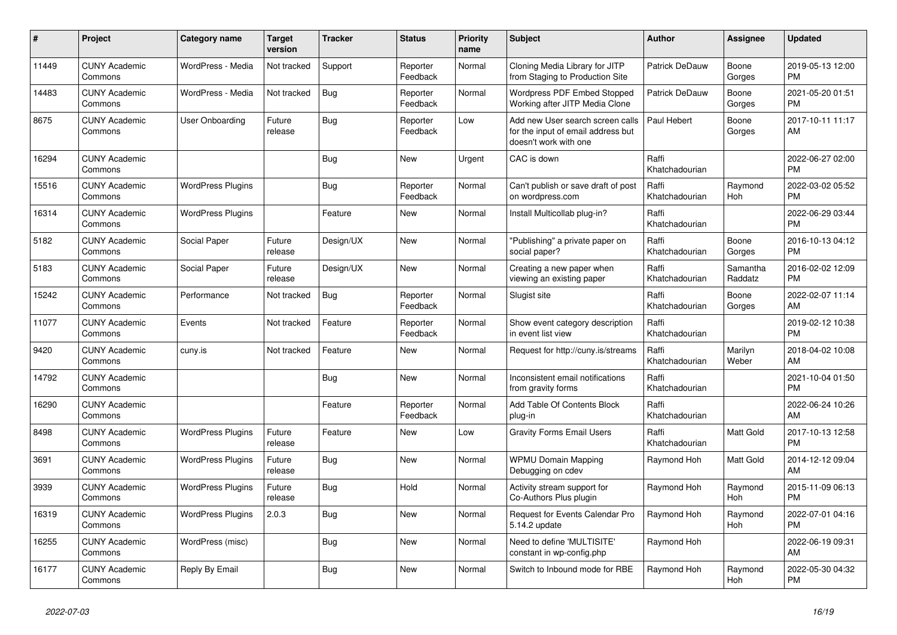| # | Project | Category name | Target version | Tracker | Status | Priority name | Subject | Author | Assignee | Updated |
|---|---|---|---|---|---|---|---|---|---|---|
| 11449 | CUNY Academic Commons | WordPress - Media | Not tracked | Support | Reporter Feedback | Normal | Cloning Media Library for JITP from Staging to Production Site | Patrick DeDauw | Boone Gorges | 2019-05-13 12:00 PM |
| 14483 | CUNY Academic Commons | WordPress - Media | Not tracked | Bug | Reporter Feedback | Normal | Wordpress PDF Embed Stopped Working after JITP Media Clone | Patrick DeDauw | Boone Gorges | 2021-05-20 01:51 PM |
| 8675 | CUNY Academic Commons | User Onboarding | Future release | Bug | Reporter Feedback | Low | Add new User search screen calls for the input of email address but doesn't work with one | Paul Hebert | Boone Gorges | 2017-10-11 11:17 AM |
| 16294 | CUNY Academic Commons | | | Bug | New | Urgent | CAC is down | Raffi Khatchadourian | | 2022-06-27 02:00 PM |
| 15516 | CUNY Academic Commons | WordPress Plugins | | Bug | Reporter Feedback | Normal | Can't publish or save draft of post on wordpress.com | Raffi Khatchadourian | Raymond Hoh | 2022-03-02 05:52 PM |
| 16314 | CUNY Academic Commons | WordPress Plugins | | Feature | New | Normal | Install Multicollab plug-in? | Raffi Khatchadourian | | 2022-06-29 03:44 PM |
| 5182 | CUNY Academic Commons | Social Paper | Future release | Design/UX | New | Normal | "Publishing" a private paper on social paper? | Raffi Khatchadourian | Boone Gorges | 2016-10-13 04:12 PM |
| 5183 | CUNY Academic Commons | Social Paper | Future release | Design/UX | New | Normal | Creating a new paper when viewing an existing paper | Raffi Khatchadourian | Samantha Raddatz | 2016-02-02 12:09 PM |
| 15242 | CUNY Academic Commons | Performance | Not tracked | Bug | Reporter Feedback | Normal | Slugist site | Raffi Khatchadourian | Boone Gorges | 2022-02-07 11:14 AM |
| 11077 | CUNY Academic Commons | Events | Not tracked | Feature | Reporter Feedback | Normal | Show event category description in event list view | Raffi Khatchadourian | | 2019-02-12 10:38 PM |
| 9420 | CUNY Academic Commons | cuny.is | Not tracked | Feature | New | Normal | Request for http://cuny.is/streams | Raffi Khatchadourian | Marilyn Weber | 2018-04-02 10:08 AM |
| 14792 | CUNY Academic Commons | | | Bug | New | Normal | Inconsistent email notifications from gravity forms | Raffi Khatchadourian | | 2021-10-04 01:50 PM |
| 16290 | CUNY Academic Commons | | | Feature | Reporter Feedback | Normal | Add Table Of Contents Block plug-in | Raffi Khatchadourian | | 2022-06-24 10:26 AM |
| 8498 | CUNY Academic Commons | WordPress Plugins | Future release | Feature | New | Low | Gravity Forms Email Users | Raffi Khatchadourian | Matt Gold | 2017-10-13 12:58 PM |
| 3691 | CUNY Academic Commons | WordPress Plugins | Future release | Bug | New | Normal | WPMU Domain Mapping Debugging on cdev | Raymond Hoh | Matt Gold | 2014-12-12 09:04 AM |
| 3939 | CUNY Academic Commons | WordPress Plugins | Future release | Bug | Hold | Normal | Activity stream support for Co-Authors Plus plugin | Raymond Hoh | Raymond Hoh | 2015-11-09 06:13 PM |
| 16319 | CUNY Academic Commons | WordPress Plugins | 2.0.3 | Bug | New | Normal | Request for Events Calendar Pro 5.14.2 update | Raymond Hoh | Raymond Hoh | 2022-07-01 04:16 PM |
| 16255 | CUNY Academic Commons | WordPress (misc) | | Bug | New | Normal | Need to define 'MULTISITE' constant in wp-config.php | Raymond Hoh | | 2022-06-19 09:31 AM |
| 16177 | CUNY Academic Commons | Reply By Email | | Bug | New | Normal | Switch to Inbound mode for RBE | Raymond Hoh | Raymond Hoh | 2022-05-30 04:32 PM |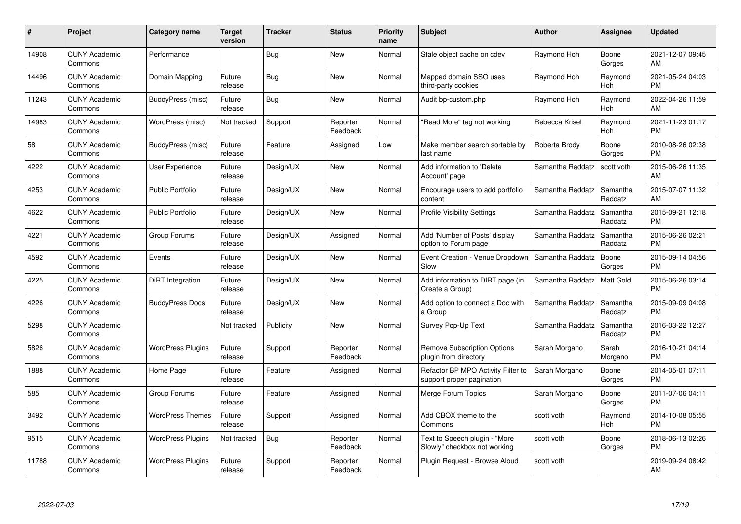| # | Project | Category name | Target version | Tracker | Status | Priority name | Subject | Author | Assignee | Updated |
|---|---|---|---|---|---|---|---|---|---|---|
| 14908 | CUNY Academic Commons | Performance | | Bug | New | Normal | Stale object cache on cdev | Raymond Hoh | Boone Gorges | 2021-12-07 09:45 AM |
| 14496 | CUNY Academic Commons | Domain Mapping | Future release | Bug | New | Normal | Mapped domain SSO uses third-party cookies | Raymond Hoh | Raymond Hoh | 2021-05-24 04:03 PM |
| 11243 | CUNY Academic Commons | BuddyPress (misc) | Future release | Bug | New | Normal | Audit bp-custom.php | Raymond Hoh | Raymond Hoh | 2022-04-26 11:59 AM |
| 14983 | CUNY Academic Commons | WordPress (misc) | Not tracked | Support | Reporter Feedback | Normal | "Read More" tag not working | Rebecca Krisel | Raymond Hoh | 2021-11-23 01:17 PM |
| 58 | CUNY Academic Commons | BuddyPress (misc) | Future release | Feature | Assigned | Low | Make member search sortable by last name | Roberta Brody | Boone Gorges | 2010-08-26 02:38 PM |
| 4222 | CUNY Academic Commons | User Experience | Future release | Design/UX | New | Normal | Add information to 'Delete Account' page | Samantha Raddatz | scott voth | 2015-06-26 11:35 AM |
| 4253 | CUNY Academic Commons | Public Portfolio | Future release | Design/UX | New | Normal | Encourage users to add portfolio content | Samantha Raddatz | Samantha Raddatz | 2015-07-07 11:32 AM |
| 4622 | CUNY Academic Commons | Public Portfolio | Future release | Design/UX | New | Normal | Profile Visibility Settings | Samantha Raddatz | Samantha Raddatz | 2015-09-21 12:18 PM |
| 4221 | CUNY Academic Commons | Group Forums | Future release | Design/UX | Assigned | Normal | Add 'Number of Posts' display option to Forum page | Samantha Raddatz | Samantha Raddatz | 2015-06-26 02:21 PM |
| 4592 | CUNY Academic Commons | Events | Future release | Design/UX | New | Normal | Event Creation - Venue Dropdown Slow | Samantha Raddatz | Boone Gorges | 2015-09-14 04:56 PM |
| 4225 | CUNY Academic Commons | DiRT Integration | Future release | Design/UX | New | Normal | Add information to DIRT page (in Create a Group) | Samantha Raddatz | Matt Gold | 2015-06-26 03:14 PM |
| 4226 | CUNY Academic Commons | BuddyPress Docs | Future release | Design/UX | New | Normal | Add option to connect a Doc with a Group | Samantha Raddatz | Samantha Raddatz | 2015-09-09 04:08 PM |
| 5298 | CUNY Academic Commons | | Not tracked | Publicity | New | Normal | Survey Pop-Up Text | Samantha Raddatz | Samantha Raddatz | 2016-03-22 12:27 PM |
| 5826 | CUNY Academic Commons | WordPress Plugins | Future release | Support | Reporter Feedback | Normal | Remove Subscription Options plugin from directory | Sarah Morgano | Sarah Morgano | 2016-10-21 04:14 PM |
| 1888 | CUNY Academic Commons | Home Page | Future release | Feature | Assigned | Normal | Refactor BP MPO Activity Filter to support proper pagination | Sarah Morgano | Boone Gorges | 2014-05-01 07:11 PM |
| 585 | CUNY Academic Commons | Group Forums | Future release | Feature | Assigned | Normal | Merge Forum Topics | Sarah Morgano | Boone Gorges | 2011-07-06 04:11 PM |
| 3492 | CUNY Academic Commons | WordPress Themes | Future release | Support | Assigned | Normal | Add CBOX theme to the Commons | scott voth | Raymond Hoh | 2014-10-08 05:55 PM |
| 9515 | CUNY Academic Commons | WordPress Plugins | Not tracked | Bug | Reporter Feedback | Normal | Text to Speech plugin - "More Slowly" checkbox not working | scott voth | Boone Gorges | 2018-06-13 02:26 PM |
| 11788 | CUNY Academic Commons | WordPress Plugins | Future release | Support | Reporter Feedback | Normal | Plugin Request - Browse Aloud | scott voth | | 2019-09-24 08:42 AM |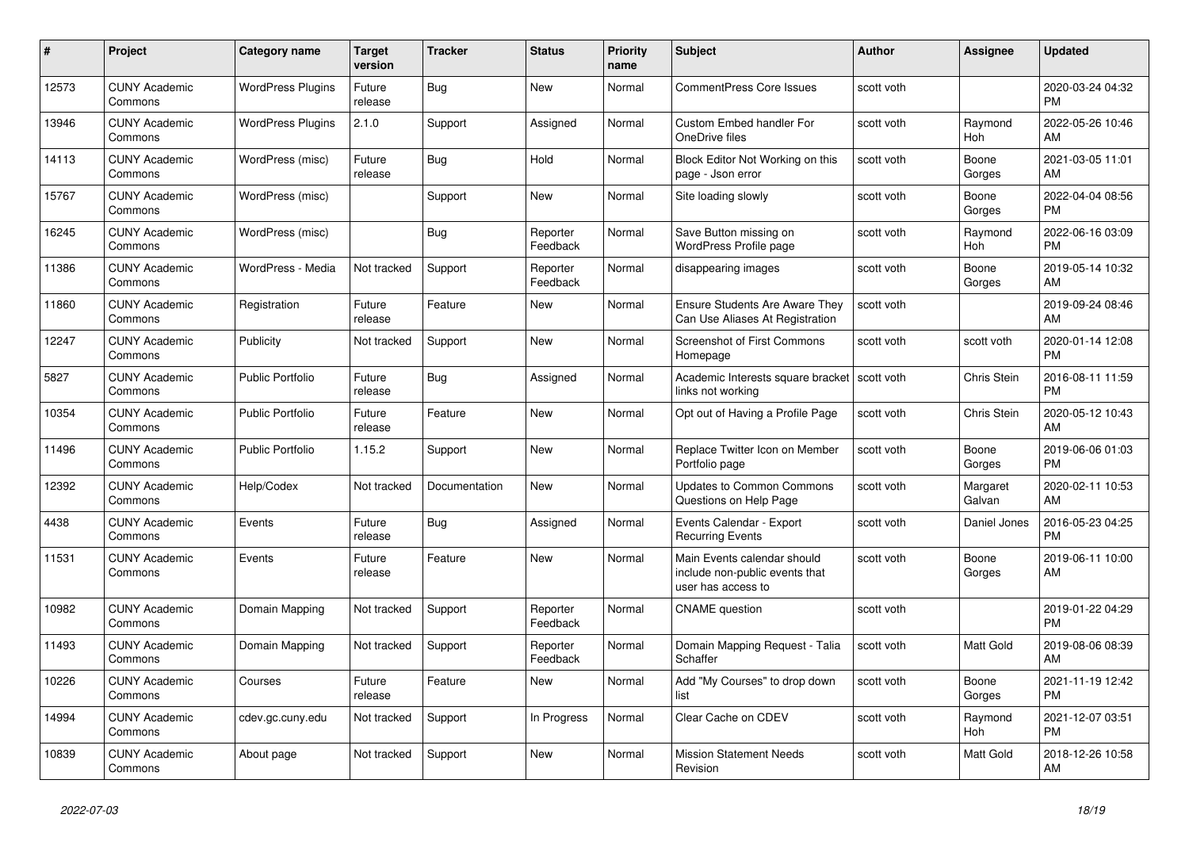| # | Project | Category name | Target version | Tracker | Status | Priority name | Subject | Author | Assignee | Updated |
|---|---|---|---|---|---|---|---|---|---|---|
| 12573 | CUNY Academic Commons | WordPress Plugins | Future release | Bug | New | Normal | CommentPress Core Issues | scott voth | | 2020-03-24 04:32 PM |
| 13946 | CUNY Academic Commons | WordPress Plugins | 2.1.0 | Support | Assigned | Normal | Custom Embed handler For OneDrive files | scott voth | Raymond Hoh | 2022-05-26 10:46 AM |
| 14113 | CUNY Academic Commons | WordPress (misc) | Future release | Bug | Hold | Normal | Block Editor Not Working on this page - Json error | scott voth | Boone Gorges | 2021-03-05 11:01 AM |
| 15767 | CUNY Academic Commons | WordPress (misc) | | Support | New | Normal | Site loading slowly | scott voth | Boone Gorges | 2022-04-04 08:56 PM |
| 16245 | CUNY Academic Commons | WordPress (misc) | | Bug | Reporter Feedback | Normal | Save Button missing on WordPress Profile page | scott voth | Raymond Hoh | 2022-06-16 03:09 PM |
| 11386 | CUNY Academic Commons | WordPress - Media | Not tracked | Support | Reporter Feedback | Normal | disappearing images | scott voth | Boone Gorges | 2019-05-14 10:32 AM |
| 11860 | CUNY Academic Commons | Registration | Future release | Feature | New | Normal | Ensure Students Are Aware They Can Use Aliases At Registration | scott voth | | 2019-09-24 08:46 AM |
| 12247 | CUNY Academic Commons | Publicity | Not tracked | Support | New | Normal | Screenshot of First Commons Homepage | scott voth | scott voth | 2020-01-14 12:08 PM |
| 5827 | CUNY Academic Commons | Public Portfolio | Future release | Bug | Assigned | Normal | Academic Interests square bracket links not working | scott voth | Chris Stein | 2016-08-11 11:59 PM |
| 10354 | CUNY Academic Commons | Public Portfolio | Future release | Feature | New | Normal | Opt out of Having a Profile Page | scott voth | Chris Stein | 2020-05-12 10:43 AM |
| 11496 | CUNY Academic Commons | Public Portfolio | 1.15.2 | Support | New | Normal | Replace Twitter Icon on Member Portfolio page | scott voth | Boone Gorges | 2019-06-06 01:03 PM |
| 12392 | CUNY Academic Commons | Help/Codex | Not tracked | Documentation | New | Normal | Updates to Common Commons Questions on Help Page | scott voth | Margaret Galvan | 2020-02-11 10:53 AM |
| 4438 | CUNY Academic Commons | Events | Future release | Bug | Assigned | Normal | Events Calendar - Export Recurring Events | scott voth | Daniel Jones | 2016-05-23 04:25 PM |
| 11531 | CUNY Academic Commons | Events | Future release | Feature | New | Normal | Main Events calendar should include non-public events that user has access to | scott voth | Boone Gorges | 2019-06-11 10:00 AM |
| 10982 | CUNY Academic Commons | Domain Mapping | Not tracked | Support | Reporter Feedback | Normal | CNAME question | scott voth | | 2019-01-22 04:29 PM |
| 11493 | CUNY Academic Commons | Domain Mapping | Not tracked | Support | Reporter Feedback | Normal | Domain Mapping Request - Talia Schaffer | scott voth | Matt Gold | 2019-08-06 08:39 AM |
| 10226 | CUNY Academic Commons | Courses | Future release | Feature | New | Normal | Add "My Courses" to drop down list | scott voth | Boone Gorges | 2021-11-19 12:42 PM |
| 14994 | CUNY Academic Commons | cdev.gc.cuny.edu | Not tracked | Support | In Progress | Normal | Clear Cache on CDEV | scott voth | Raymond Hoh | 2021-12-07 03:51 PM |
| 10839 | CUNY Academic Commons | About page | Not tracked | Support | New | Normal | Mission Statement Needs Revision | scott voth | Matt Gold | 2018-12-26 10:58 AM |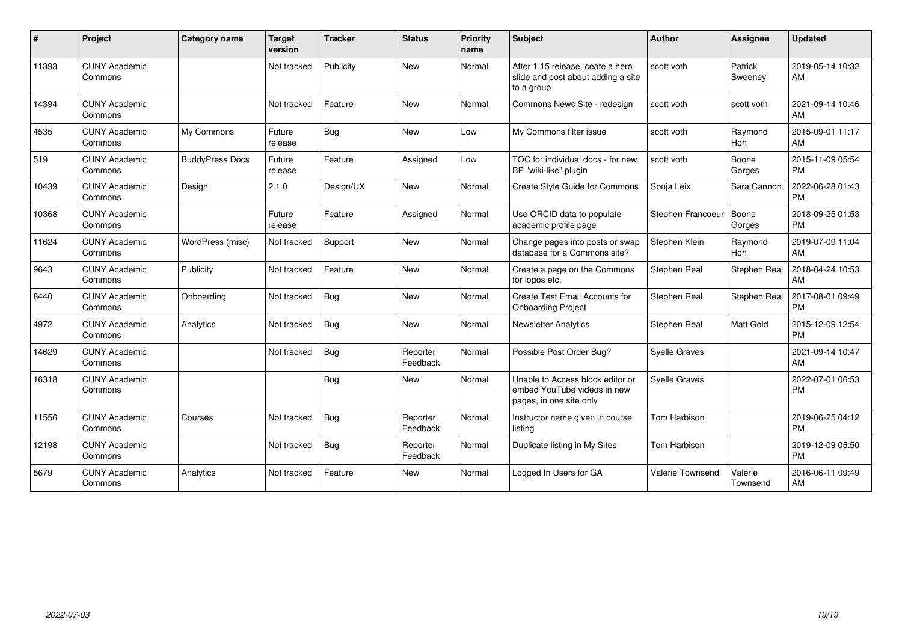| # | Project | Category name | Target version | Tracker | Status | Priority name | Subject | Author | Assignee | Updated |
|---|---|---|---|---|---|---|---|---|---|---|
| 11393 | CUNY Academic Commons | | Not tracked | Publicity | New | Normal | After 1.15 release, ceate a hero slide and post about adding a site to a group | scott voth | Patrick Sweeney | 2019-05-14 10:32 AM |
| 14394 | CUNY Academic Commons | | Not tracked | Feature | New | Normal | Commons News Site - redesign | scott voth | scott voth | 2021-09-14 10:46 AM |
| 4535 | CUNY Academic Commons | My Commons | Future release | Bug | New | Low | My Commons filter issue | scott voth | Raymond Hoh | 2015-09-01 11:17 AM |
| 519 | CUNY Academic Commons | BuddyPress Docs | Future release | Feature | Assigned | Low | TOC for individual docs - for new BP "wiki-like" plugin | scott voth | Boone Gorges | 2015-11-09 05:54 PM |
| 10439 | CUNY Academic Commons | Design | 2.1.0 | Design/UX | New | Normal | Create Style Guide for Commons | Sonja Leix | Sara Cannon | 2022-06-28 01:43 PM |
| 10368 | CUNY Academic Commons | | Future release | Feature | Assigned | Normal | Use ORCID data to populate academic profile page | Stephen Francoeur | Boone Gorges | 2018-09-25 01:53 PM |
| 11624 | CUNY Academic Commons | WordPress (misc) | Not tracked | Support | New | Normal | Change pages into posts or swap database for a Commons site? | Stephen Klein | Raymond Hoh | 2019-07-09 11:04 AM |
| 9643 | CUNY Academic Commons | Publicity | Not tracked | Feature | New | Normal | Create a page on the Commons for logos etc. | Stephen Real | Stephen Real | 2018-04-24 10:53 AM |
| 8440 | CUNY Academic Commons | Onboarding | Not tracked | Bug | New | Normal | Create Test Email Accounts for Onboarding Project | Stephen Real | Stephen Real | 2017-08-01 09:49 PM |
| 4972 | CUNY Academic Commons | Analytics | Not tracked | Bug | New | Normal | Newsletter Analytics | Stephen Real | Matt Gold | 2015-12-09 12:54 PM |
| 14629 | CUNY Academic Commons | | Not tracked | Bug | Reporter Feedback | Normal | Possible Post Order Bug? | Syelle Graves | | 2021-09-14 10:47 AM |
| 16318 | CUNY Academic Commons | | | Bug | New | Normal | Unable to Access block editor or embed YouTube videos in new pages, in one site only | Syelle Graves | | 2022-07-01 06:53 PM |
| 11556 | CUNY Academic Commons | Courses | Not tracked | Bug | Reporter Feedback | Normal | Instructor name given in course listing | Tom Harbison | | 2019-06-25 04:12 PM |
| 12198 | CUNY Academic Commons | | Not tracked | Bug | Reporter Feedback | Normal | Duplicate listing in My Sites | Tom Harbison | | 2019-12-09 05:50 PM |
| 5679 | CUNY Academic Commons | Analytics | Not tracked | Feature | New | Normal | Logged In Users for GA | Valerie Townsend | Valerie Townsend | 2016-06-11 09:49 AM |